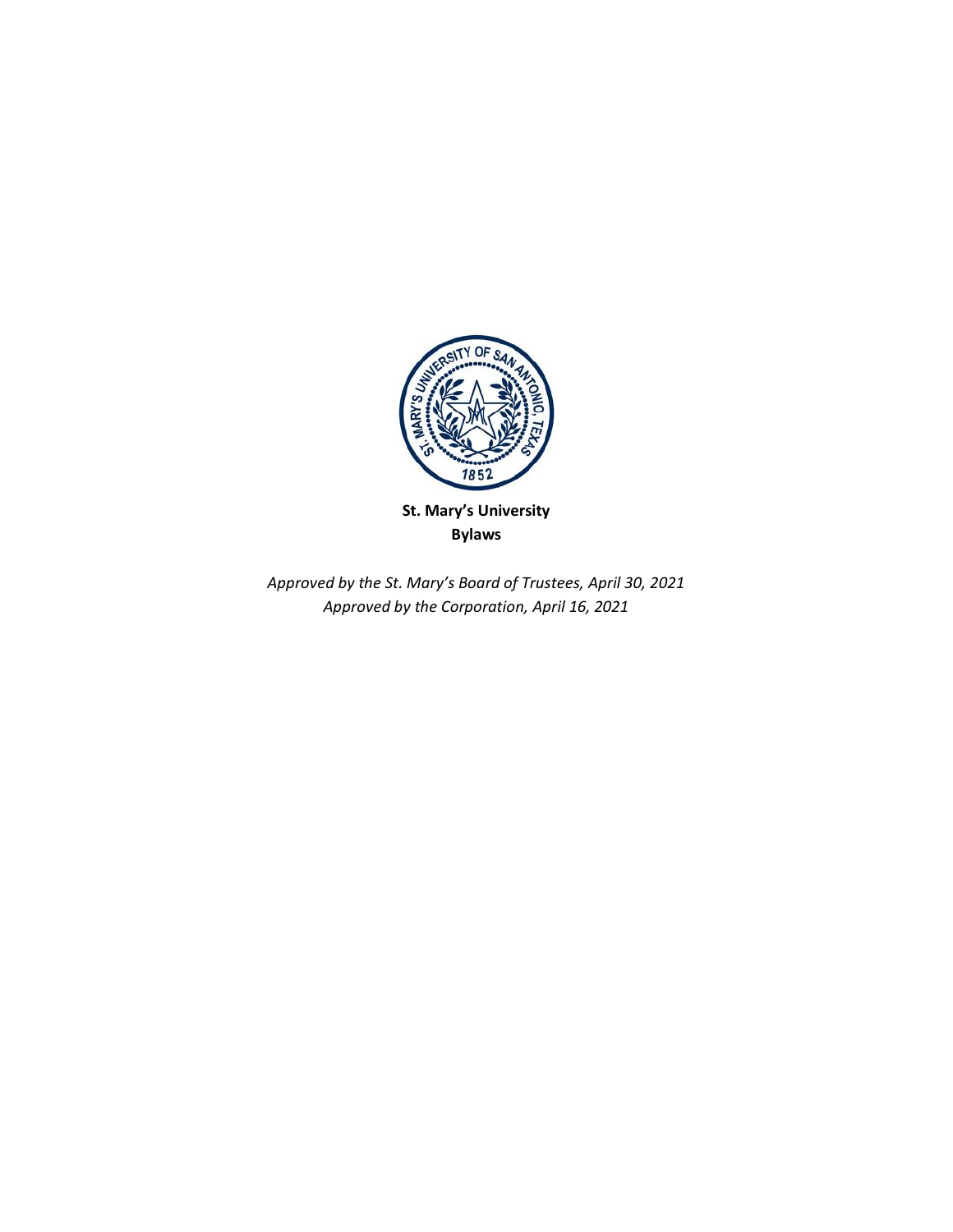**St. Mary's University**
**Bylaws**

*Approved by the St. Mary's Board of Trustees, April 30, 2021*
*Approved by the Corporation, April 16, 2021*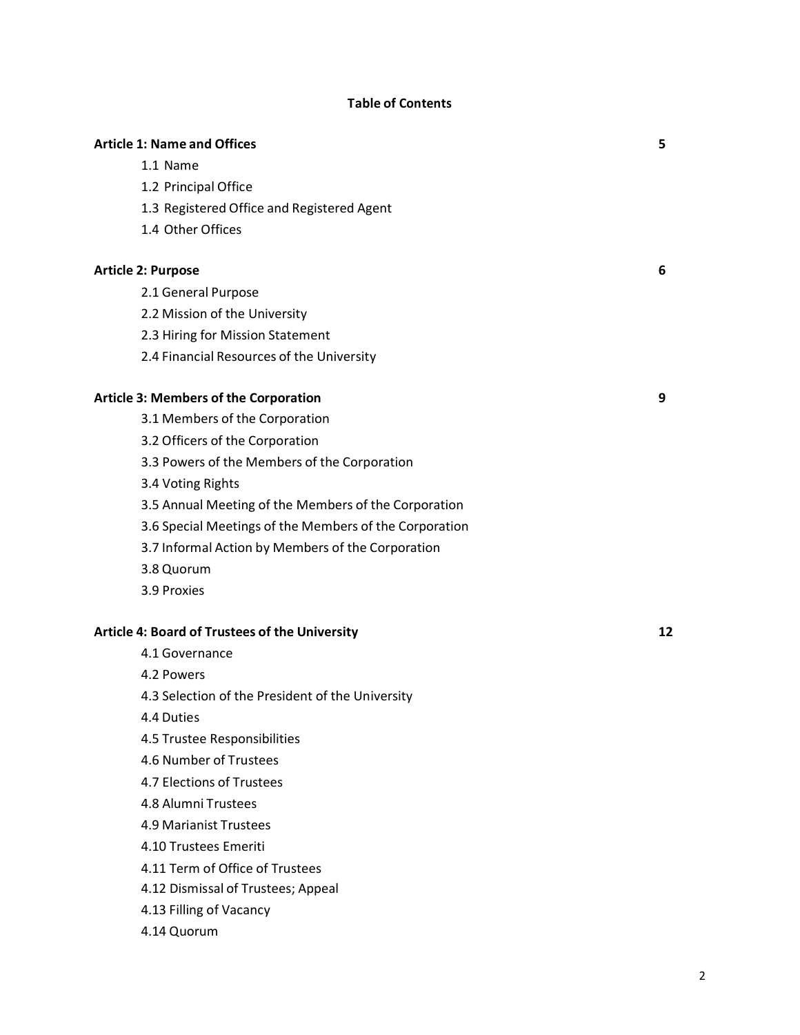## Table of Contents

**Article 1: Name and Offices** **5**

- 1.1 Name
- 1.2 Principal Office
- 1.3 Registered Office and Registered Agent
- 1.4 Other Offices

**Article 2: Purpose** **6**

- 2.1 General Purpose
- 2.2 Mission of the University
- 2.3 Hiring for Mission Statement
- 2.4 Financial Resources of the University

**Article 3: Members of the Corporation** **9**

- 3.1 Members of the Corporation
- 3.2 Officers of the Corporation
- 3.3 Powers of the Members of the Corporation
- 3.4 Voting Rights
- 3.5 Annual Meeting of the Members of the Corporation
- 3.6 Special Meetings of the Members of the Corporation
- 3.7 Informal Action by Members of the Corporation
- 3.8 Quorum
- 3.9 Proxies

**Article 4: Board of Trustees of the University** **12**

- 4.1 Governance
- 4.2 Powers
- 4.3 Selection of the President of the University
- 4.4 Duties
- 4.5 Trustee Responsibilities
- 4.6 Number of Trustees
- 4.7 Elections of Trustees
- 4.8 Alumni Trustees
- 4.9 Marianist Trustees
- 4.10 Trustees Emeriti
- 4.11 Term of Office of Trustees
- 4.12 Dismissal of Trustees; Appeal
- 4.13 Filling of Vacancy
- 4.14 Quorum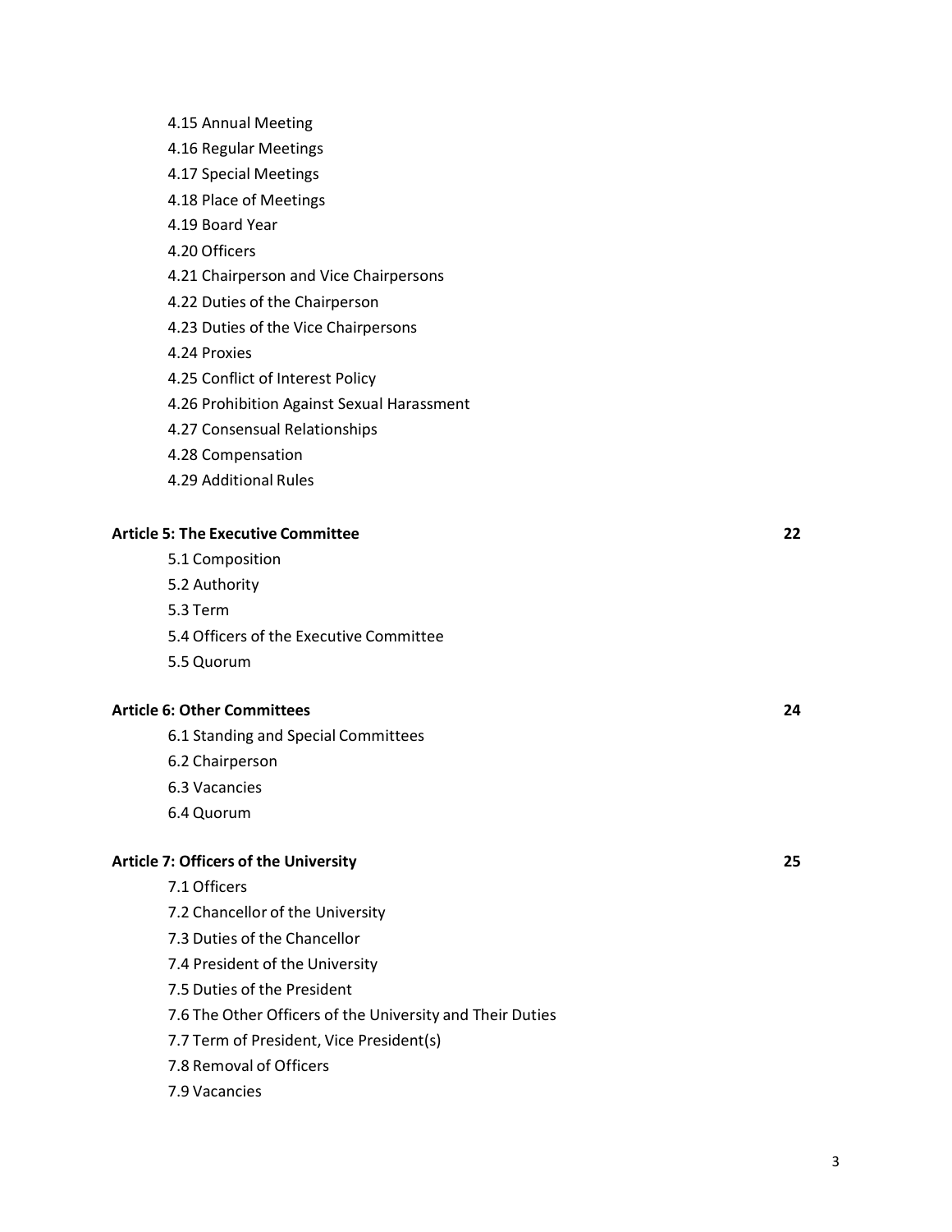4.15 Annual Meeting

4.16 Regular Meetings

4.17 Special Meetings

4.18 Place of Meetings

4.19 Board Year

4.20 Officers

4.21 Chairperson and Vice Chairpersons

4.22 Duties of the Chairperson

4.23 Duties of the Vice Chairpersons

4.24 Proxies

4.25 Conflict of Interest Policy

4.26 Prohibition Against Sexual Harassment

4.27 Consensual Relationships

4.28 Compensation

4.29 Additional Rules

**Article 5: The Executive Committee** **22**

5.1 Composition

5.2 Authority

5.3 Term

5.4 Officers of the Executive Committee

5.5 Quorum

**Article 6: Other Committees** **24**

6.1 Standing and Special Committees

6.2 Chairperson

6.3 Vacancies

6.4 Quorum

**Article 7: Officers of the University** **25**

7.1 Officers

7.2 Chancellor of the University

7.3 Duties of the Chancellor

7.4 President of the University

7.5 Duties of the President

7.6 The Other Officers of the University and Their Duties

7.7 Term of President, Vice President(s)

7.8 Removal of Officers

7.9 Vacancies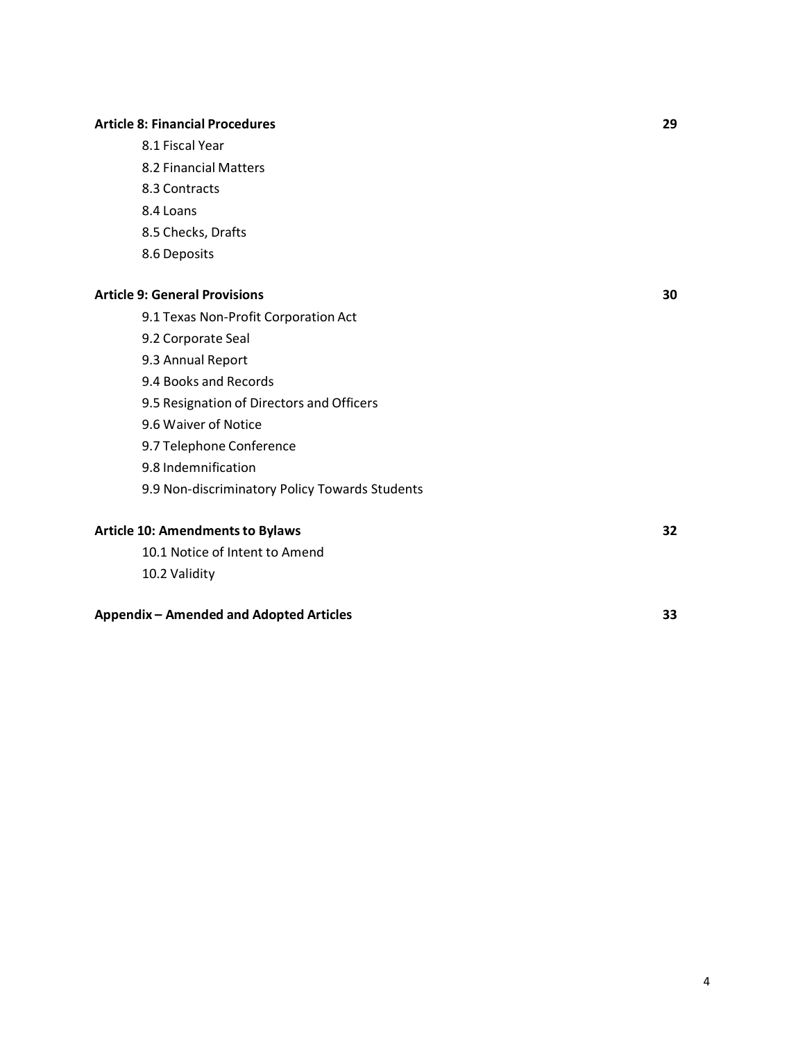**Article 8: Financial Procedures** 29

- 8.1 Fiscal Year
- 8.2 Financial Matters
- 8.3 Contracts
- 8.4 Loans
- 8.5 Checks, Drafts
- 8.6 Deposits

**Article 9: General Provisions** 30

- 9.1 Texas Non-Profit Corporation Act
- 9.2 Corporate Seal
- 9.3 Annual Report
- 9.4 Books and Records
- 9.5 Resignation of Directors and Officers
- 9.6 Waiver of Notice
- 9.7 Telephone Conference
- 9.8 Indemnification
- 9.9 Non-discriminatory Policy Towards Students

**Article 10: Amendments to Bylaws** 32

- 10.1 Notice of Intent to Amend
- 10.2 Validity

**Appendix – Amended and Adopted Articles** 33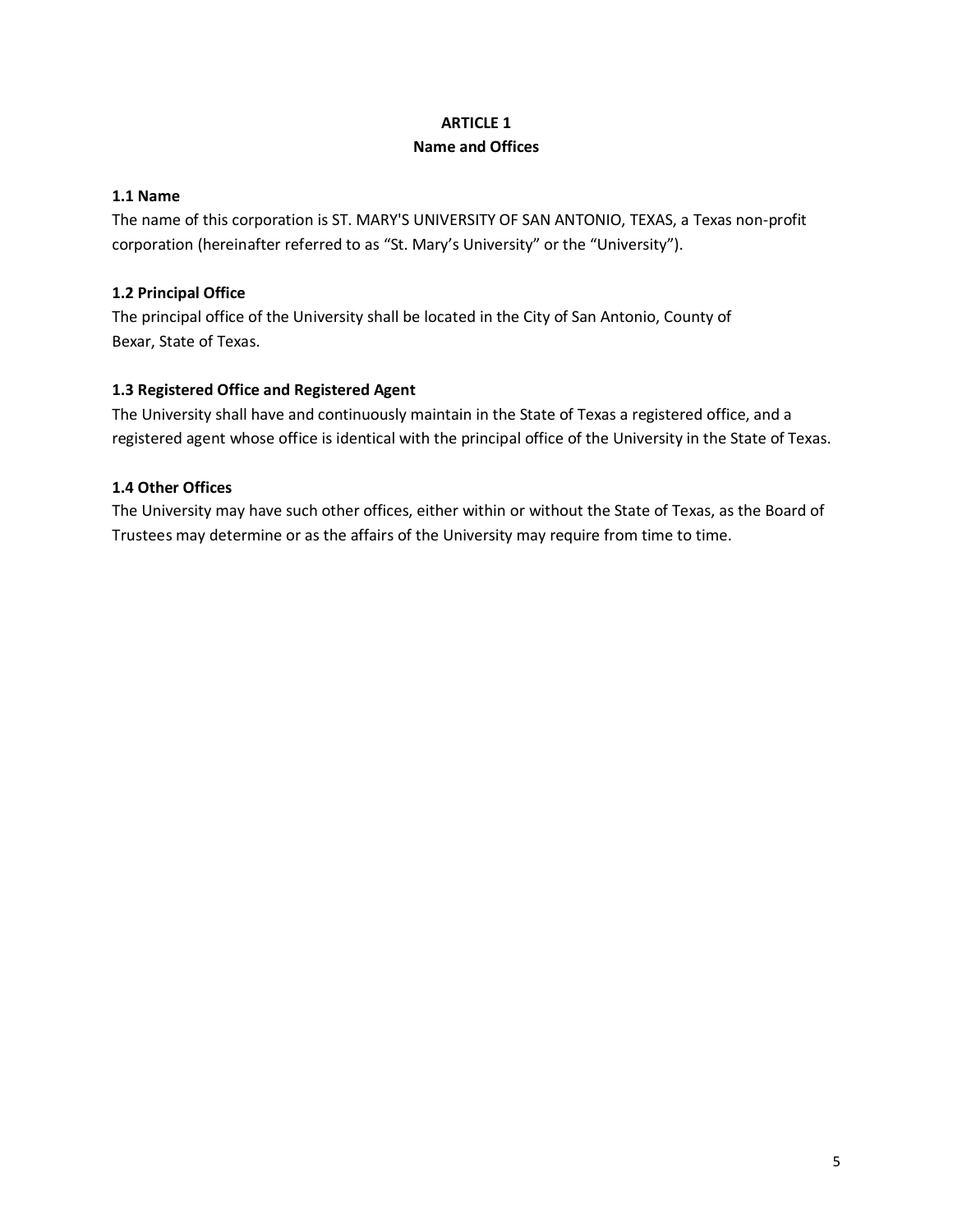## ARTICLE 1
## Name and Offices

### 1.1 Name

The name of this corporation is ST. MARY'S UNIVERSITY OF SAN ANTONIO, TEXAS, a Texas non-profit corporation (hereinafter referred to as “St. Mary’s University” or the “University”).

### 1.2 Principal Office

The principal office of the University shall be located in the City of San Antonio, County of Bexar, State of Texas.

### 1.3 Registered Office and Registered Agent

The University shall have and continuously maintain in the State of Texas a registered office, and a registered agent whose office is identical with the principal office of the University in the State of Texas.

### 1.4 Other Offices

The University may have such other offices, either within or without the State of Texas, as the Board of Trustees may determine or as the affairs of the University may require from time to time.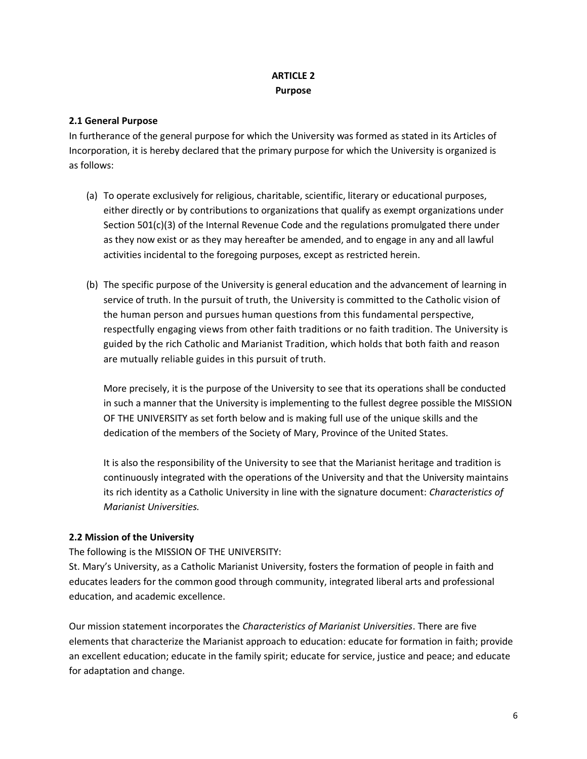# ARTICLE 2
## Purpose

### 2.1 General Purpose

In furtherance of the general purpose for which the University was formed as stated in its Articles of Incorporation, it is hereby declared that the primary purpose for which the University is organized is as follows:

(a) To operate exclusively for religious, charitable, scientific, literary or educational purposes, either directly or by contributions to organizations that qualify as exempt organizations under Section 501(c)(3) of the Internal Revenue Code and the regulations promulgated there under as they now exist or as they may hereafter be amended, and to engage in any and all lawful activities incidental to the foregoing purposes, except as restricted herein.

(b) The specific purpose of the University is general education and the advancement of learning in service of truth. In the pursuit of truth, the University is committed to the Catholic vision of the human person and pursues human questions from this fundamental perspective, respectfully engaging views from other faith traditions or no faith tradition. The University is guided by the rich Catholic and Marianist Tradition, which holds that both faith and reason are mutually reliable guides in this pursuit of truth.

   More precisely, it is the purpose of the University to see that its operations shall be conducted in such a manner that the University is implementing to the fullest degree possible the MISSION OF THE UNIVERSITY as set forth below and is making full use of the unique skills and the dedication of the members of the Society of Mary, Province of the United States.

   It is also the responsibility of the University to see that the Marianist heritage and tradition is continuously integrated with the operations of the University and that the University maintains its rich identity as a Catholic University in line with the signature document: *Characteristics of Marianist Universities.*

### 2.2 Mission of the University

The following is the MISSION OF THE UNIVERSITY:
St. Mary's University, as a Catholic Marianist University, fosters the formation of people in faith and educates leaders for the common good through community, integrated liberal arts and professional education, and academic excellence.

Our mission statement incorporates the *Characteristics of Marianist Universities*. There are five elements that characterize the Marianist approach to education: educate for formation in faith; provide an excellent education; educate in the family spirit; educate for service, justice and peace; and educate for adaptation and change.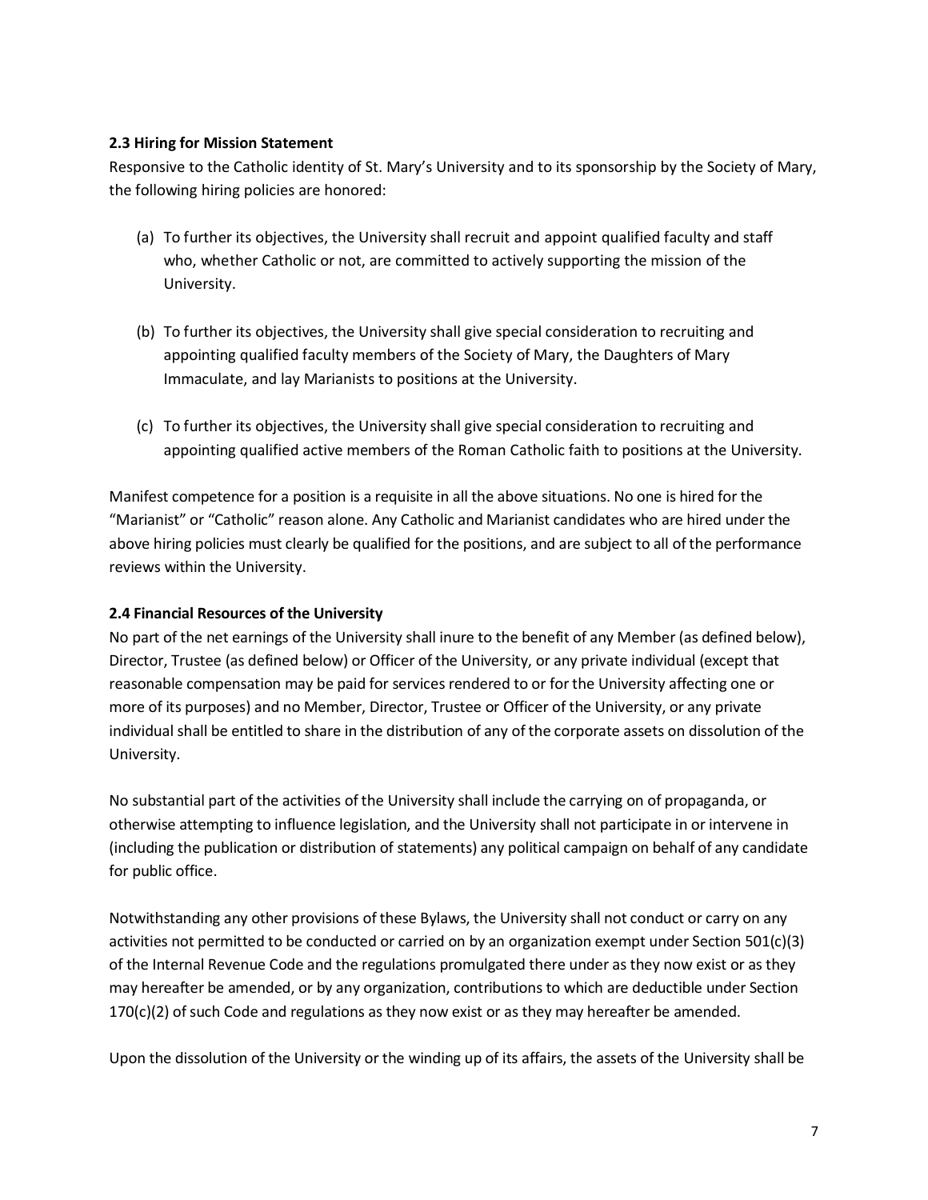### 2.3 Hiring for Mission Statement

Responsive to the Catholic identity of St. Mary's University and to its sponsorship by the Society of Mary, the following hiring policies are honored:

(a) To further its objectives, the University shall recruit and appoint qualified faculty and staff who, whether Catholic or not, are committed to actively supporting the mission of the University.

(b) To further its objectives, the University shall give special consideration to recruiting and appointing qualified faculty members of the Society of Mary, the Daughters of Mary Immaculate, and lay Marianists to positions at the University.

(c) To further its objectives, the University shall give special consideration to recruiting and appointing qualified active members of the Roman Catholic faith to positions at the University.

Manifest competence for a position is a requisite in all the above situations. No one is hired for the "Marianist" or "Catholic" reason alone. Any Catholic and Marianist candidates who are hired under the above hiring policies must clearly be qualified for the positions, and are subject to all of the performance reviews within the University.

### 2.4 Financial Resources of the University

No part of the net earnings of the University shall inure to the benefit of any Member (as defined below), Director, Trustee (as defined below) or Officer of the University, or any private individual (except that reasonable compensation may be paid for services rendered to or for the University affecting one or more of its purposes) and no Member, Director, Trustee or Officer of the University, or any private individual shall be entitled to share in the distribution of any of the corporate assets on dissolution of the University.

No substantial part of the activities of the University shall include the carrying on of propaganda, or otherwise attempting to influence legislation, and the University shall not participate in or intervene in (including the publication or distribution of statements) any political campaign on behalf of any candidate for public office.

Notwithstanding any other provisions of these Bylaws, the University shall not conduct or carry on any activities not permitted to be conducted or carried on by an organization exempt under Section 501(c)(3) of the Internal Revenue Code and the regulations promulgated there under as they now exist or as they may hereafter be amended, or by any organization, contributions to which are deductible under Section 170(c)(2) of such Code and regulations as they now exist or as they may hereafter be amended.

Upon the dissolution of the University or the winding up of its affairs, the assets of the University shall be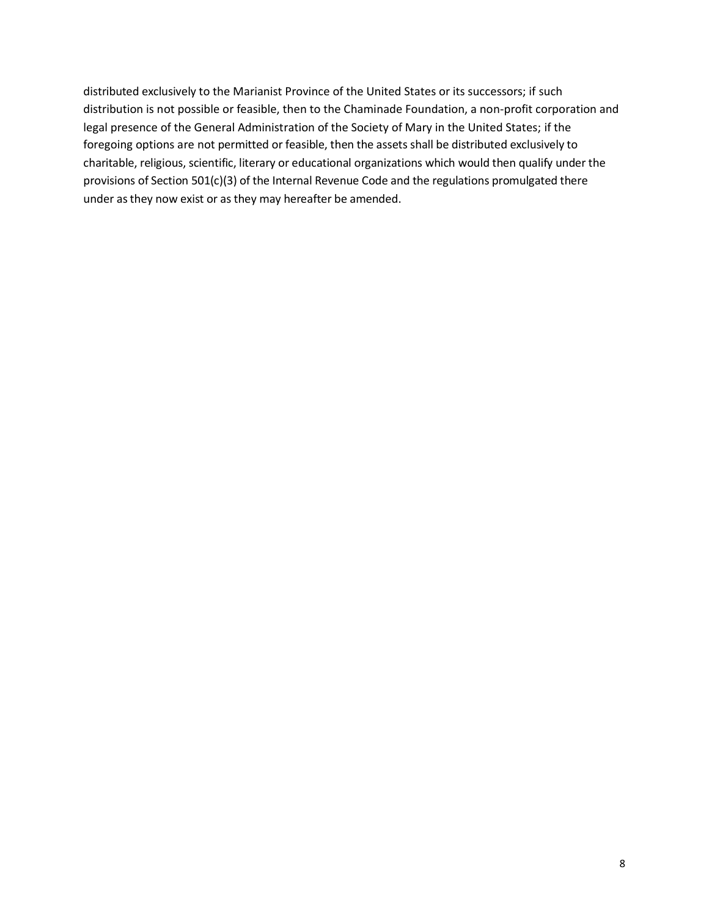distributed exclusively to the Marianist Province of the United States or its successors; if such distribution is not possible or feasible, then to the Chaminade Foundation, a non-profit corporation and legal presence of the General Administration of the Society of Mary in the United States; if the foregoing options are not permitted or feasible, then the assets shall be distributed exclusively to charitable, religious, scientific, literary or educational organizations which would then qualify under the provisions of Section 501(c)(3) of the Internal Revenue Code and the regulations promulgated there under as they now exist or as they may hereafter be amended.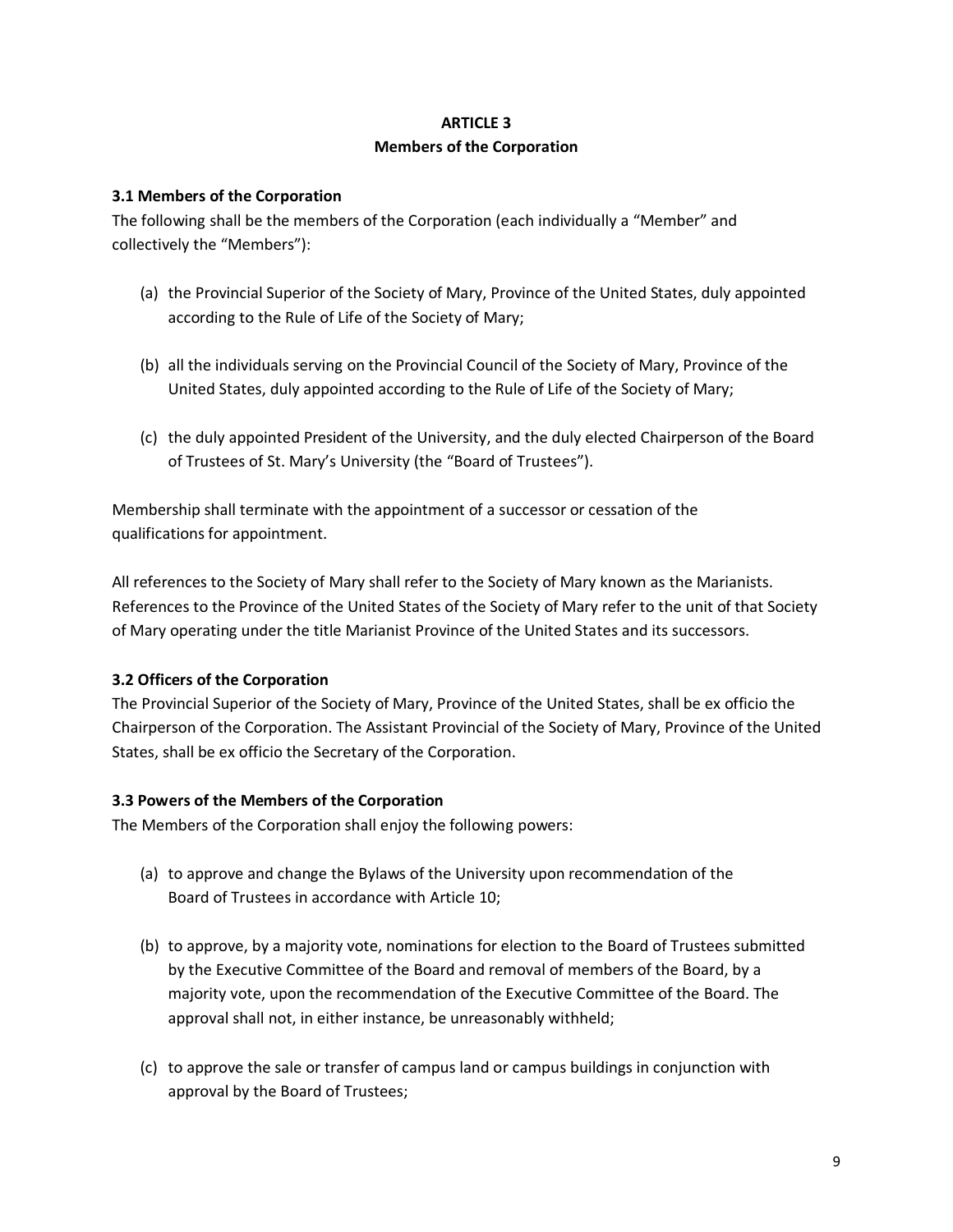## ARTICLE 3
## Members of the Corporation

### 3.1 Members of the Corporation

The following shall be the members of the Corporation (each individually a "Member" and collectively the "Members"):

(a) the Provincial Superior of the Society of Mary, Province of the United States, duly appointed according to the Rule of Life of the Society of Mary;

(b) all the individuals serving on the Provincial Council of the Society of Mary, Province of the United States, duly appointed according to the Rule of Life of the Society of Mary;

(c) the duly appointed President of the University, and the duly elected Chairperson of the Board of Trustees of St. Mary's University (the "Board of Trustees").

Membership shall terminate with the appointment of a successor or cessation of the qualifications for appointment.

All references to the Society of Mary shall refer to the Society of Mary known as the Marianists. References to the Province of the United States of the Society of Mary refer to the unit of that Society of Mary operating under the title Marianist Province of the United States and its successors.

### 3.2 Officers of the Corporation

The Provincial Superior of the Society of Mary, Province of the United States, shall be ex officio the Chairperson of the Corporation. The Assistant Provincial of the Society of Mary, Province of the United States, shall be ex officio the Secretary of the Corporation.

### 3.3 Powers of the Members of the Corporation

The Members of the Corporation shall enjoy the following powers:

(a) to approve and change the Bylaws of the University upon recommendation of the Board of Trustees in accordance with Article 10;

(b) to approve, by a majority vote, nominations for election to the Board of Trustees submitted by the Executive Committee of the Board and removal of members of the Board, by a majority vote, upon the recommendation of the Executive Committee of the Board. The approval shall not, in either instance, be unreasonably withheld;

(c) to approve the sale or transfer of campus land or campus buildings in conjunction with approval by the Board of Trustees;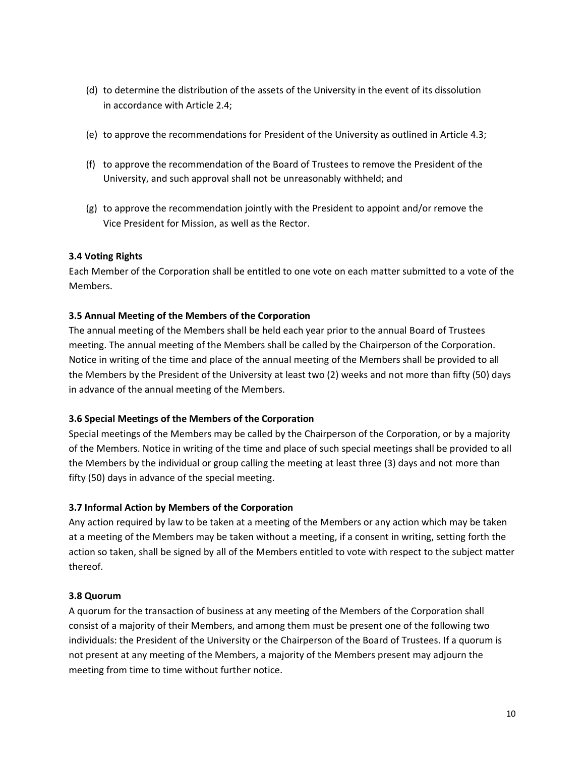(d) to determine the distribution of the assets of the University in the event of its dissolution in accordance with Article 2.4;

(e) to approve the recommendations for President of the University as outlined in Article 4.3;

(f) to approve the recommendation of the Board of Trustees to remove the President of the University, and such approval shall not be unreasonably withheld; and

(g) to approve the recommendation jointly with the President to appoint and/or remove the Vice President for Mission, as well as the Rector.

**3.4 Voting Rights**
Each Member of the Corporation shall be entitled to one vote on each matter submitted to a vote of the Members.

**3.5 Annual Meeting of the Members of the Corporation**
The annual meeting of the Members shall be held each year prior to the annual Board of Trustees meeting. The annual meeting of the Members shall be called by the Chairperson of the Corporation. Notice in writing of the time and place of the annual meeting of the Members shall be provided to all the Members by the President of the University at least two (2) weeks and not more than fifty (50) days in advance of the annual meeting of the Members.

**3.6 Special Meetings of the Members of the Corporation**
Special meetings of the Members may be called by the Chairperson of the Corporation, or by a majority of the Members. Notice in writing of the time and place of such special meetings shall be provided to all the Members by the individual or group calling the meeting at least three (3) days and not more than fifty (50) days in advance of the special meeting.

**3.7 Informal Action by Members of the Corporation**
Any action required by law to be taken at a meeting of the Members or any action which may be taken at a meeting of the Members may be taken without a meeting, if a consent in writing, setting forth the action so taken, shall be signed by all of the Members entitled to vote with respect to the subject matter thereof.

**3.8 Quorum**
A quorum for the transaction of business at any meeting of the Members of the Corporation shall consist of a majority of their Members, and among them must be present one of the following two individuals: the President of the University or the Chairperson of the Board of Trustees. If a quorum is not present at any meeting of the Members, a majority of the Members present may adjourn the meeting from time to time without further notice.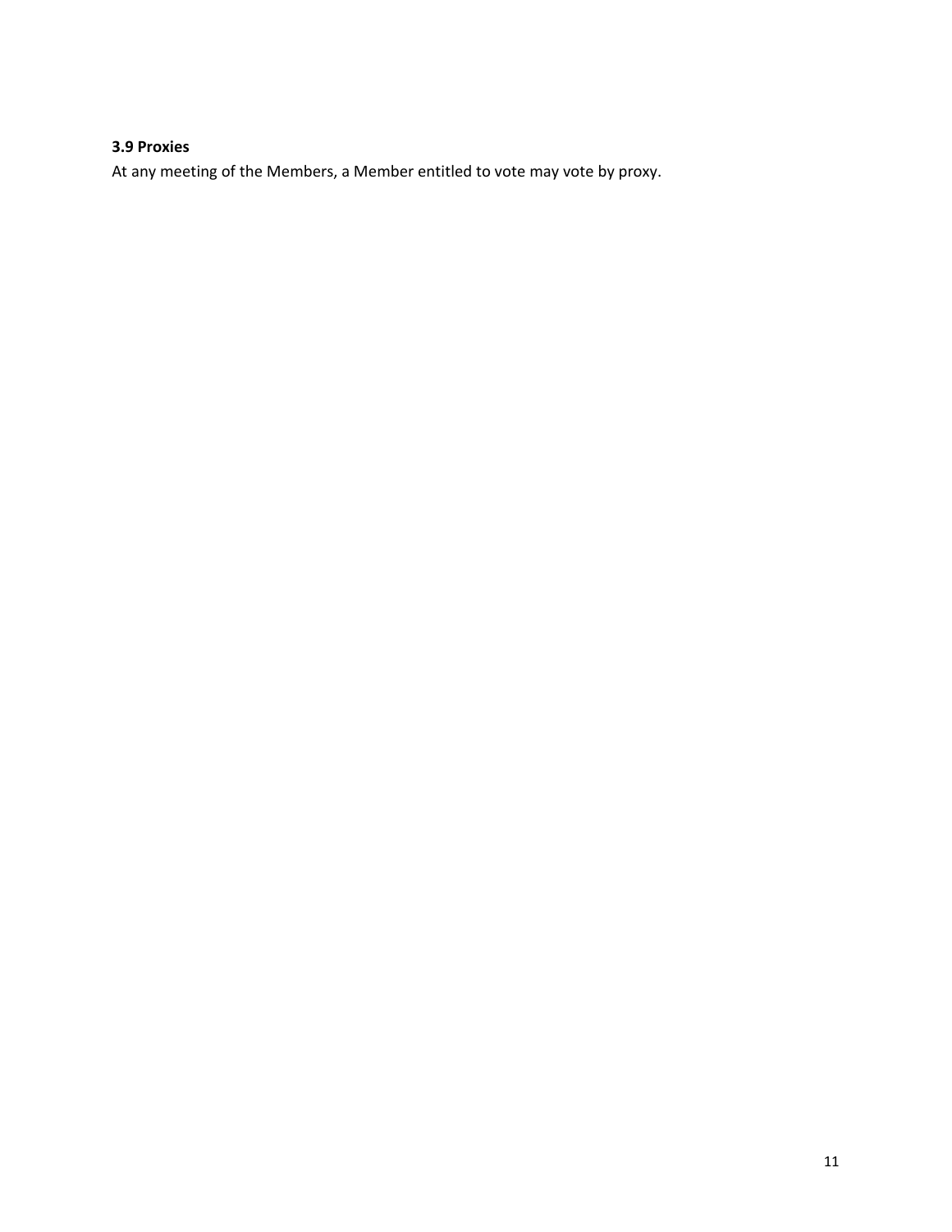**3.9 Proxies**

At any meeting of the Members, a Member entitled to vote may vote by proxy.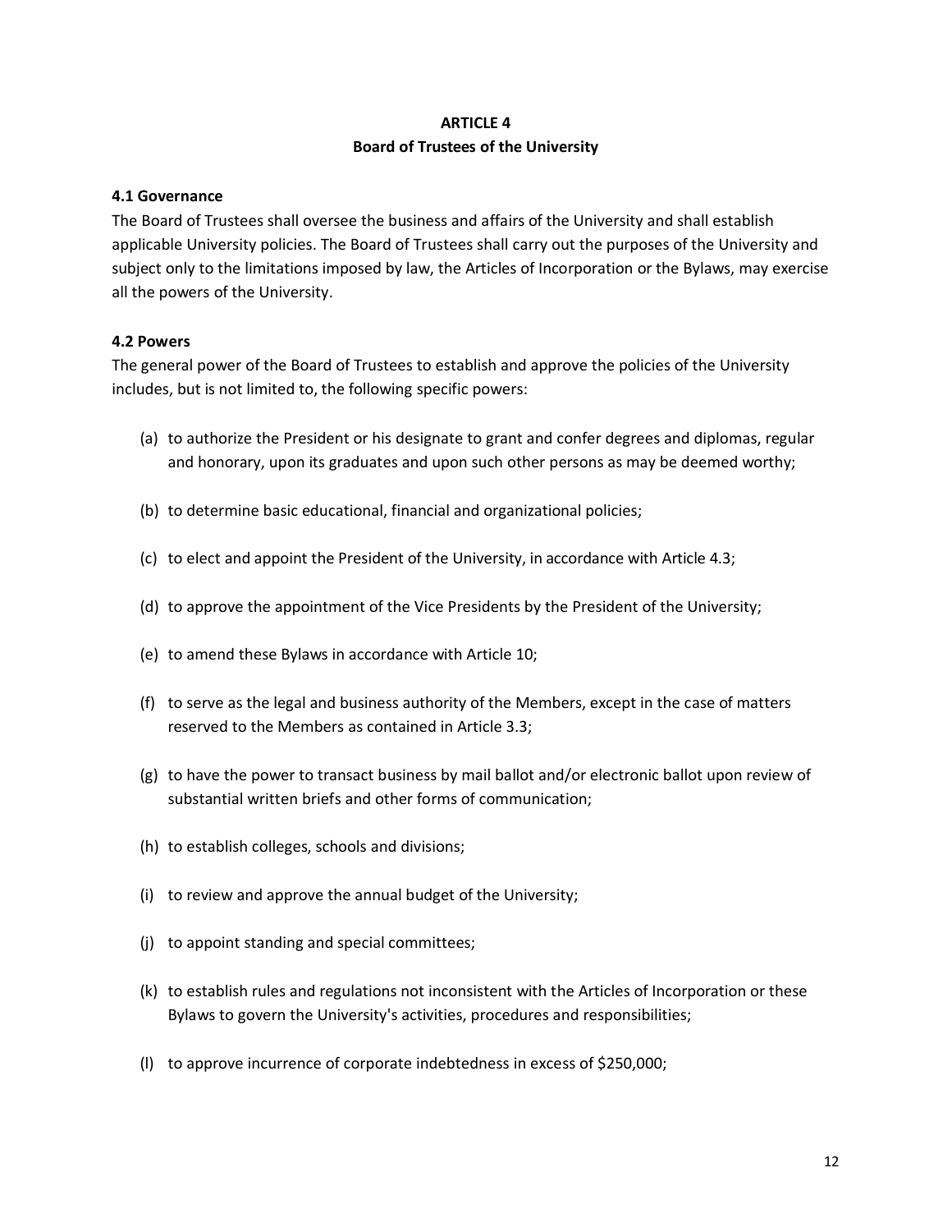## ARTICLE 4
## Board of Trustees of the University

### 4.1 Governance

The Board of Trustees shall oversee the business and affairs of the University and shall establish applicable University policies. The Board of Trustees shall carry out the purposes of the University and subject only to the limitations imposed by law, the Articles of Incorporation or the Bylaws, may exercise all the powers of the University.

### 4.2 Powers

The general power of the Board of Trustees to establish and approve the policies of the University includes, but is not limited to, the following specific powers:

(a) to authorize the President or his designate to grant and confer degrees and diplomas, regular and honorary, upon its graduates and upon such other persons as may be deemed worthy;

(b) to determine basic educational, financial and organizational policies;

(c) to elect and appoint the President of the University, in accordance with Article 4.3;

(d) to approve the appointment of the Vice Presidents by the President of the University;

(e) to amend these Bylaws in accordance with Article 10;

(f) to serve as the legal and business authority of the Members, except in the case of matters reserved to the Members as contained in Article 3.3;

(g) to have the power to transact business by mail ballot and/or electronic ballot upon review of substantial written briefs and other forms of communication;

(h) to establish colleges, schools and divisions;

(i) to review and approve the annual budget of the University;

(j) to appoint standing and special committees;

(k) to establish rules and regulations not inconsistent with the Articles of Incorporation or these Bylaws to govern the University's activities, procedures and responsibilities;

(l) to approve incurrence of corporate indebtedness in excess of $250,000;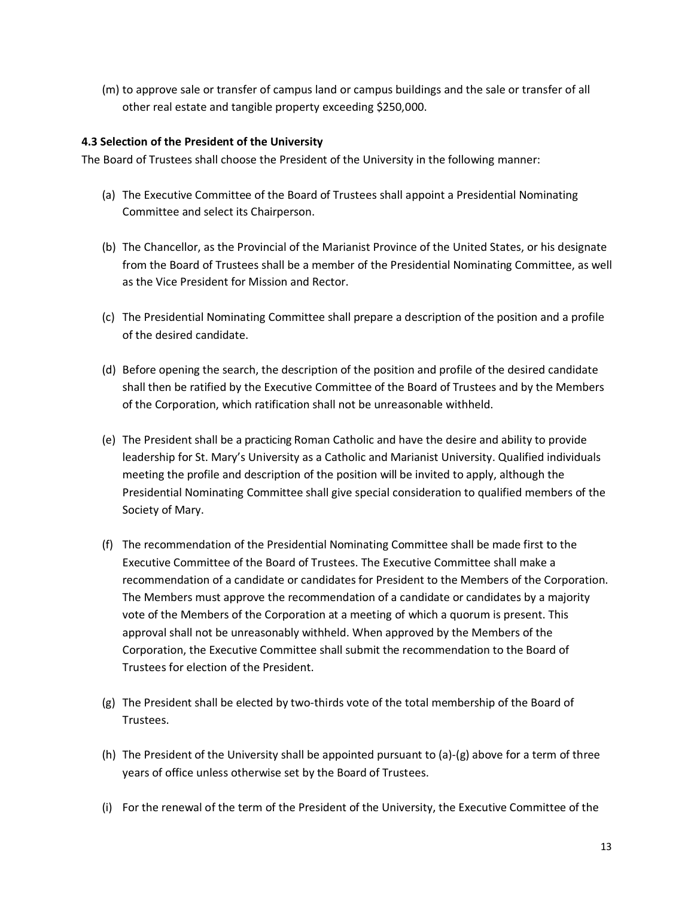(m) to approve sale or transfer of campus land or campus buildings and the sale or transfer of all other real estate and tangible property exceeding $250,000.

**4.3 Selection of the President of the University**

The Board of Trustees shall choose the President of the University in the following manner:

(a) The Executive Committee of the Board of Trustees shall appoint a Presidential Nominating Committee and select its Chairperson.

(b) The Chancellor, as the Provincial of the Marianist Province of the United States, or his designate from the Board of Trustees shall be a member of the Presidential Nominating Committee, as well as the Vice President for Mission and Rector.

(c) The Presidential Nominating Committee shall prepare a description of the position and a profile of the desired candidate.

(d) Before opening the search, the description of the position and profile of the desired candidate shall then be ratified by the Executive Committee of the Board of Trustees and by the Members of the Corporation, which ratification shall not be unreasonable withheld.

(e) The President shall be a practicing Roman Catholic and have the desire and ability to provide leadership for St. Mary's University as a Catholic and Marianist University. Qualified individuals meeting the profile and description of the position will be invited to apply, although the Presidential Nominating Committee shall give special consideration to qualified members of the Society of Mary.

(f) The recommendation of the Presidential Nominating Committee shall be made first to the Executive Committee of the Board of Trustees. The Executive Committee shall make a recommendation of a candidate or candidates for President to the Members of the Corporation. The Members must approve the recommendation of a candidate or candidates by a majority vote of the Members of the Corporation at a meeting of which a quorum is present. This approval shall not be unreasonably withheld. When approved by the Members of the Corporation, the Executive Committee shall submit the recommendation to the Board of Trustees for election of the President.

(g) The President shall be elected by two-thirds vote of the total membership of the Board of Trustees.

(h) The President of the University shall be appointed pursuant to (a)-(g) above for a term of three years of office unless otherwise set by the Board of Trustees.

(i) For the renewal of the term of the President of the University, the Executive Committee of the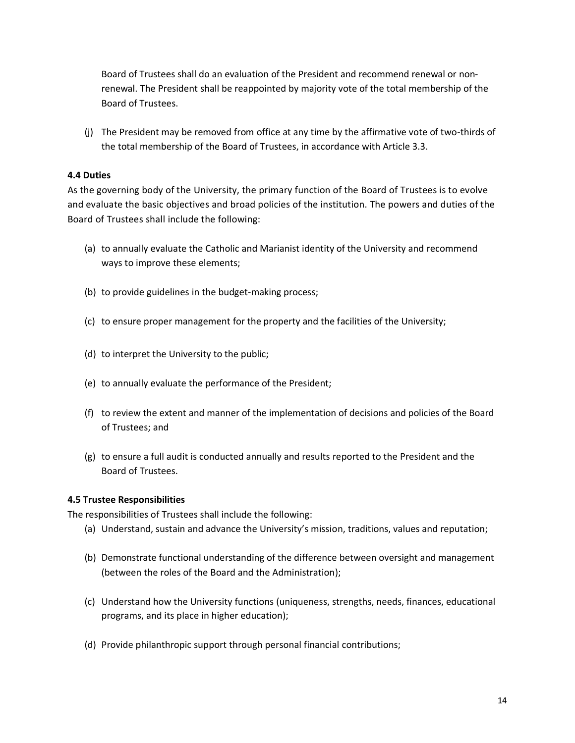Board of Trustees shall do an evaluation of the President and recommend renewal or non-renewal. The President shall be reappointed by majority vote of the total membership of the Board of Trustees.

(j) The President may be removed from office at any time by the affirmative vote of two-thirds of the total membership of the Board of Trustees, in accordance with Article 3.3.

**4.4 Duties**

As the governing body of the University, the primary function of the Board of Trustees is to evolve and evaluate the basic objectives and broad policies of the institution. The powers and duties of the Board of Trustees shall include the following:

(a) to annually evaluate the Catholic and Marianist identity of the University and recommend ways to improve these elements;

(b) to provide guidelines in the budget-making process;

(c) to ensure proper management for the property and the facilities of the University;

(d) to interpret the University to the public;

(e) to annually evaluate the performance of the President;

(f) to review the extent and manner of the implementation of decisions and policies of the Board of Trustees; and

(g) to ensure a full audit is conducted annually and results reported to the President and the Board of Trustees.

**4.5 Trustee Responsibilities**

The responsibilities of Trustees shall include the following:

(a) Understand, sustain and advance the University's mission, traditions, values and reputation;

(b) Demonstrate functional understanding of the difference between oversight and management (between the roles of the Board and the Administration);

(c) Understand how the University functions (uniqueness, strengths, needs, finances, educational programs, and its place in higher education);

(d) Provide philanthropic support through personal financial contributions;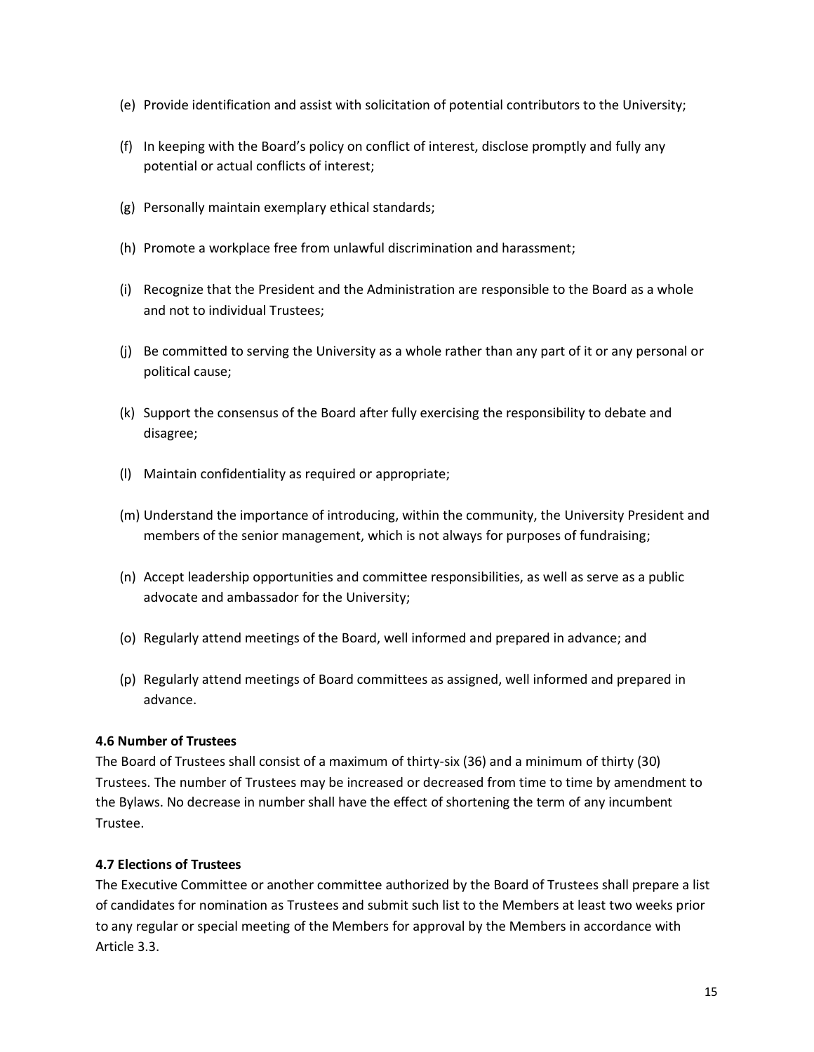(e) Provide identification and assist with solicitation of potential contributors to the University;

(f) In keeping with the Board's policy on conflict of interest, disclose promptly and fully any potential or actual conflicts of interest;

(g) Personally maintain exemplary ethical standards;

(h) Promote a workplace free from unlawful discrimination and harassment;

(i) Recognize that the President and the Administration are responsible to the Board as a whole and not to individual Trustees;

(j) Be committed to serving the University as a whole rather than any part of it or any personal or political cause;

(k) Support the consensus of the Board after fully exercising the responsibility to debate and disagree;

(l) Maintain confidentiality as required or appropriate;

(m) Understand the importance of introducing, within the community, the University President and members of the senior management, which is not always for purposes of fundraising;

(n) Accept leadership opportunities and committee responsibilities, as well as serve as a public advocate and ambassador for the University;

(o) Regularly attend meetings of the Board, well informed and prepared in advance; and

(p) Regularly attend meetings of Board committees as assigned, well informed and prepared in advance.

**4.6 Number of Trustees**

The Board of Trustees shall consist of a maximum of thirty-six (36) and a minimum of thirty (30) Trustees. The number of Trustees may be increased or decreased from time to time by amendment to the Bylaws. No decrease in number shall have the effect of shortening the term of any incumbent Trustee.

**4.7 Elections of Trustees**

The Executive Committee or another committee authorized by the Board of Trustees shall prepare a list of candidates for nomination as Trustees and submit such list to the Members at least two weeks prior to any regular or special meeting of the Members for approval by the Members in accordance with Article 3.3.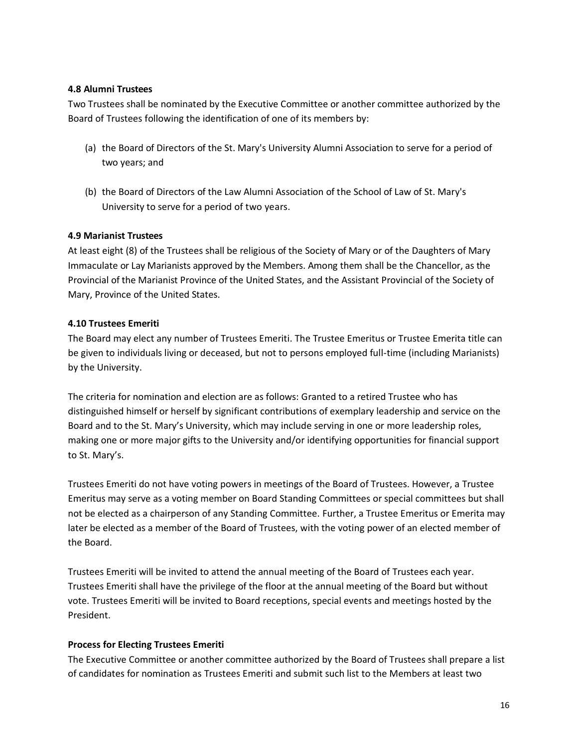**4.8 Alumni Trustees**

Two Trustees shall be nominated by the Executive Committee or another committee authorized by the Board of Trustees following the identification of one of its members by:

(a) the Board of Directors of the St. Mary's University Alumni Association to serve for a period of two years; and

(b) the Board of Directors of the Law Alumni Association of the School of Law of St. Mary's University to serve for a period of two years.

**4.9 Marianist Trustees**

At least eight (8) of the Trustees shall be religious of the Society of Mary or of the Daughters of Mary Immaculate or Lay Marianists approved by the Members. Among them shall be the Chancellor, as the Provincial of the Marianist Province of the United States, and the Assistant Provincial of the Society of Mary, Province of the United States.

**4.10 Trustees Emeriti**

The Board may elect any number of Trustees Emeriti. The Trustee Emeritus or Trustee Emerita title can be given to individuals living or deceased, but not to persons employed full-time (including Marianists) by the University.

The criteria for nomination and election are as follows: Granted to a retired Trustee who has distinguished himself or herself by significant contributions of exemplary leadership and service on the Board and to the St. Mary's University, which may include serving in one or more leadership roles, making one or more major gifts to the University and/or identifying opportunities for financial support to St. Mary's.

Trustees Emeriti do not have voting powers in meetings of the Board of Trustees. However, a Trustee Emeritus may serve as a voting member on Board Standing Committees or special committees but shall not be elected as a chairperson of any Standing Committee. Further, a Trustee Emeritus or Emerita may later be elected as a member of the Board of Trustees, with the voting power of an elected member of the Board.

Trustees Emeriti will be invited to attend the annual meeting of the Board of Trustees each year. Trustees Emeriti shall have the privilege of the floor at the annual meeting of the Board but without vote. Trustees Emeriti will be invited to Board receptions, special events and meetings hosted by the President.

**Process for Electing Trustees Emeriti**

The Executive Committee or another committee authorized by the Board of Trustees shall prepare a list of candidates for nomination as Trustees Emeriti and submit such list to the Members at least two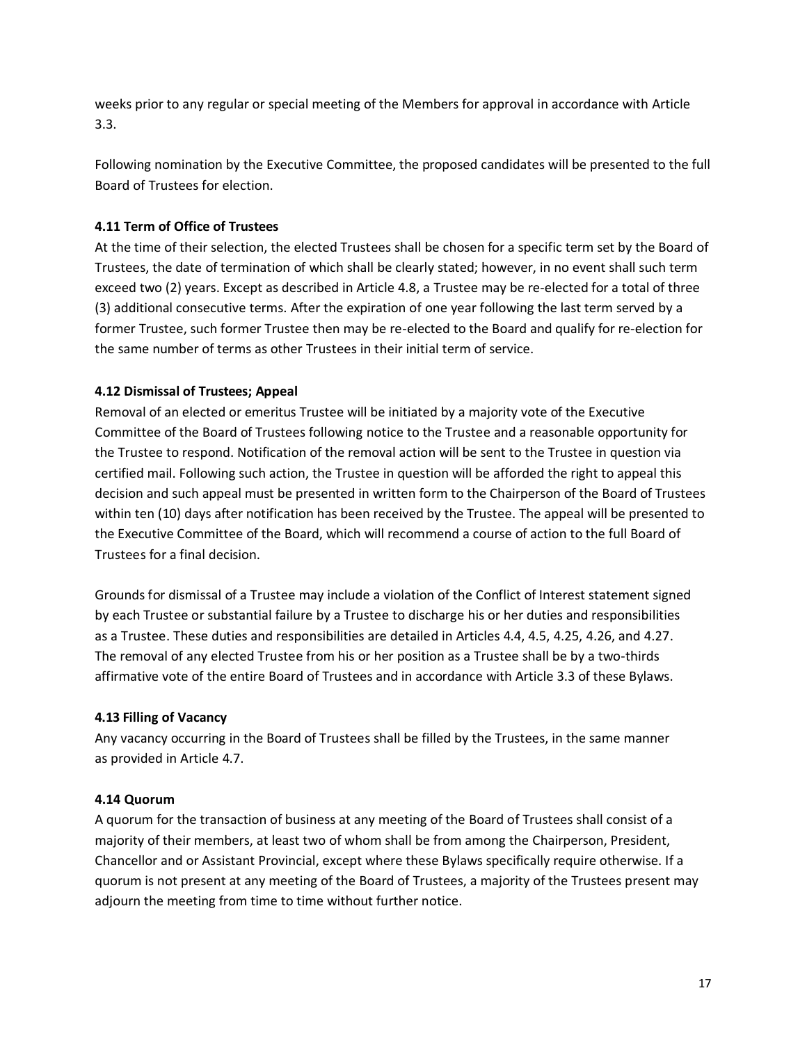weeks prior to any regular or special meeting of the Members for approval in accordance with Article 3.3.

Following nomination by the Executive Committee, the proposed candidates will be presented to the full Board of Trustees for election.

**4.11 Term of Office of Trustees**

At the time of their selection, the elected Trustees shall be chosen for a specific term set by the Board of Trustees, the date of termination of which shall be clearly stated; however, in no event shall such term exceed two (2) years. Except as described in Article 4.8, a Trustee may be re-elected for a total of three (3) additional consecutive terms. After the expiration of one year following the last term served by a former Trustee, such former Trustee then may be re-elected to the Board and qualify for re-election for the same number of terms as other Trustees in their initial term of service.

**4.12 Dismissal of Trustees; Appeal**

Removal of an elected or emeritus Trustee will be initiated by a majority vote of the Executive Committee of the Board of Trustees following notice to the Trustee and a reasonable opportunity for the Trustee to respond. Notification of the removal action will be sent to the Trustee in question via certified mail. Following such action, the Trustee in question will be afforded the right to appeal this decision and such appeal must be presented in written form to the Chairperson of the Board of Trustees within ten (10) days after notification has been received by the Trustee. The appeal will be presented to the Executive Committee of the Board, which will recommend a course of action to the full Board of Trustees for a final decision.

Grounds for dismissal of a Trustee may include a violation of the Conflict of Interest statement signed by each Trustee or substantial failure by a Trustee to discharge his or her duties and responsibilities as a Trustee. These duties and responsibilities are detailed in Articles 4.4, 4.5, 4.25, 4.26, and 4.27. The removal of any elected Trustee from his or her position as a Trustee shall be by a two-thirds affirmative vote of the entire Board of Trustees and in accordance with Article 3.3 of these Bylaws.

**4.13 Filling of Vacancy**

Any vacancy occurring in the Board of Trustees shall be filled by the Trustees, in the same manner as provided in Article 4.7.

**4.14 Quorum**

A quorum for the transaction of business at any meeting of the Board of Trustees shall consist of a majority of their members, at least two of whom shall be from among the Chairperson, President, Chancellor and or Assistant Provincial, except where these Bylaws specifically require otherwise. If a quorum is not present at any meeting of the Board of Trustees, a majority of the Trustees present may adjourn the meeting from time to time without further notice.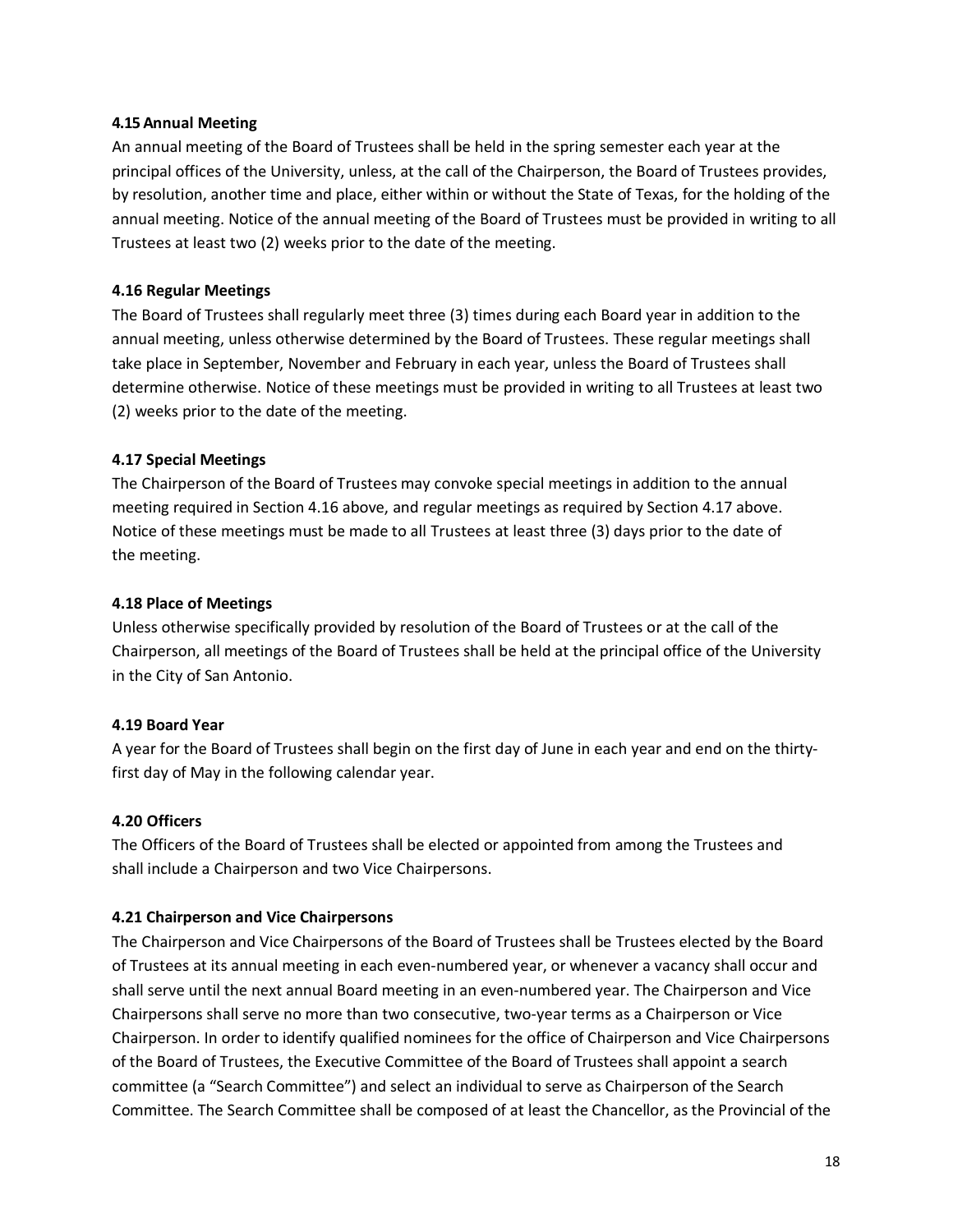**4.15 Annual Meeting**

An annual meeting of the Board of Trustees shall be held in the spring semester each year at the principal offices of the University, unless, at the call of the Chairperson, the Board of Trustees provides, by resolution, another time and place, either within or without the State of Texas, for the holding of the annual meeting. Notice of the annual meeting of the Board of Trustees must be provided in writing to all Trustees at least two (2) weeks prior to the date of the meeting.

**4.16 Regular Meetings**

The Board of Trustees shall regularly meet three (3) times during each Board year in addition to the annual meeting, unless otherwise determined by the Board of Trustees. These regular meetings shall take place in September, November and February in each year, unless the Board of Trustees shall determine otherwise. Notice of these meetings must be provided in writing to all Trustees at least two (2) weeks prior to the date of the meeting.

**4.17 Special Meetings**

The Chairperson of the Board of Trustees may convoke special meetings in addition to the annual meeting required in Section 4.16 above, and regular meetings as required by Section 4.17 above. Notice of these meetings must be made to all Trustees at least three (3) days prior to the date of the meeting.

**4.18 Place of Meetings**

Unless otherwise specifically provided by resolution of the Board of Trustees or at the call of the Chairperson, all meetings of the Board of Trustees shall be held at the principal office of the University in the City of San Antonio.

**4.19 Board Year**

A year for the Board of Trustees shall begin on the first day of June in each year and end on the thirty-first day of May in the following calendar year.

**4.20 Officers**

The Officers of the Board of Trustees shall be elected or appointed from among the Trustees and shall include a Chairperson and two Vice Chairpersons.

**4.21 Chairperson and Vice Chairpersons**

The Chairperson and Vice Chairpersons of the Board of Trustees shall be Trustees elected by the Board of Trustees at its annual meeting in each even-numbered year, or whenever a vacancy shall occur and shall serve until the next annual Board meeting in an even-numbered year. The Chairperson and Vice Chairpersons shall serve no more than two consecutive, two-year terms as a Chairperson or Vice Chairperson. In order to identify qualified nominees for the office of Chairperson and Vice Chairpersons of the Board of Trustees, the Executive Committee of the Board of Trustees shall appoint a search committee (a "Search Committee") and select an individual to serve as Chairperson of the Search Committee. The Search Committee shall be composed of at least the Chancellor, as the Provincial of the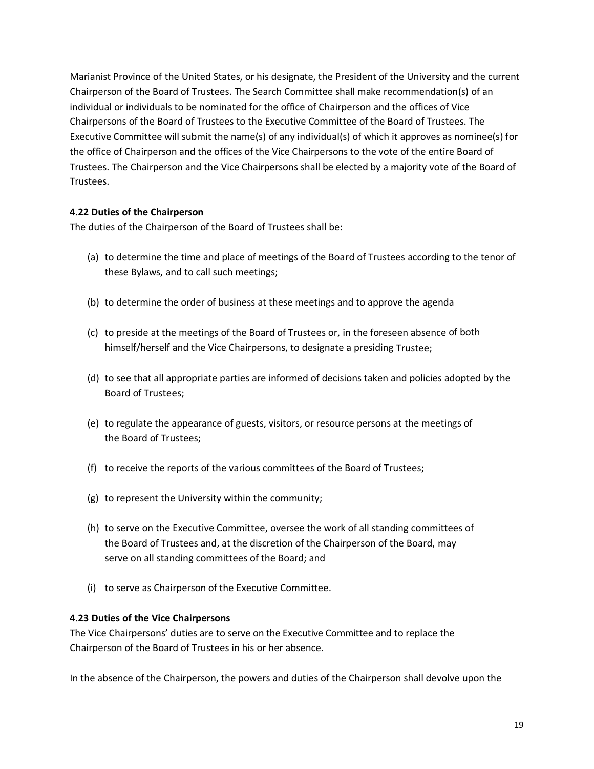Marianist Province of the United States, or his designate, the President of the University and the current Chairperson of the Board of Trustees. The Search Committee shall make recommendation(s) of an individual or individuals to be nominated for the office of Chairperson and the offices of Vice Chairpersons of the Board of Trustees to the Executive Committee of the Board of Trustees. The Executive Committee will submit the name(s) of any individual(s) of which it approves as nominee(s) for the office of Chairperson and the offices of the Vice Chairpersons to the vote of the entire Board of Trustees. The Chairperson and the Vice Chairpersons shall be elected by a majority vote of the Board of Trustees.

**4.22 Duties of the Chairperson**

The duties of the Chairperson of the Board of Trustees shall be:

(a) to determine the time and place of meetings of the Board of Trustees according to the tenor of these Bylaws, and to call such meetings;

(b) to determine the order of business at these meetings and to approve the agenda

(c) to preside at the meetings of the Board of Trustees or, in the foreseen absence of both himself/herself and the Vice Chairpersons, to designate a presiding Trustee;

(d) to see that all appropriate parties are informed of decisions taken and policies adopted by the Board of Trustees;

(e) to regulate the appearance of guests, visitors, or resource persons at the meetings of the Board of Trustees;

(f) to receive the reports of the various committees of the Board of Trustees;

(g) to represent the University within the community;

(h) to serve on the Executive Committee, oversee the work of all standing committees of the Board of Trustees and, at the discretion of the Chairperson of the Board, may serve on all standing committees of the Board; and

(i) to serve as Chairperson of the Executive Committee.

**4.23 Duties of the Vice Chairpersons**

The Vice Chairpersons' duties are to serve on the Executive Committee and to replace the Chairperson of the Board of Trustees in his or her absence.

In the absence of the Chairperson, the powers and duties of the Chairperson shall devolve upon the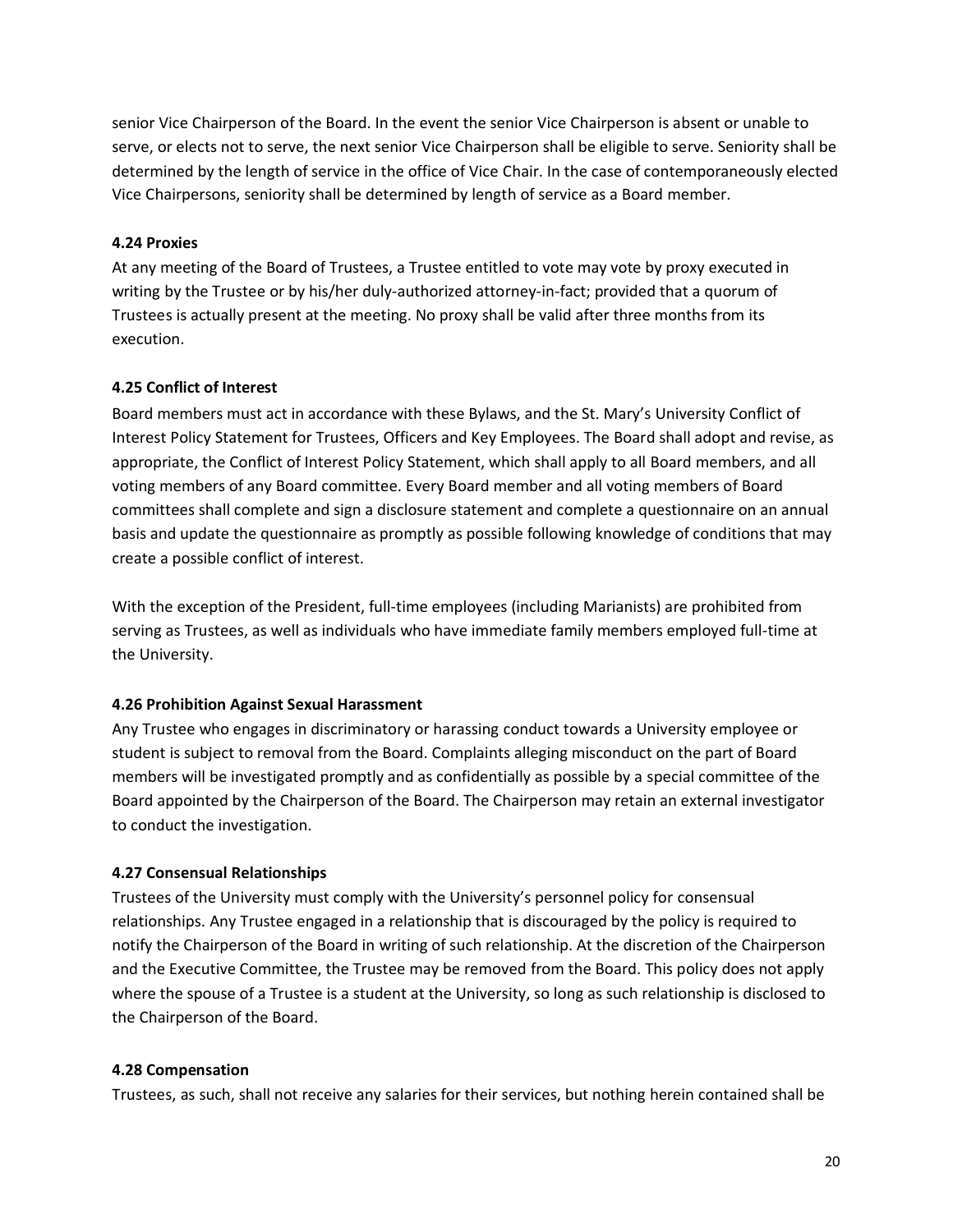senior Vice Chairperson of the Board. In the event the senior Vice Chairperson is absent or unable to serve, or elects not to serve, the next senior Vice Chairperson shall be eligible to serve. Seniority shall be determined by the length of service in the office of Vice Chair. In the case of contemporaneously elected Vice Chairpersons, seniority shall be determined by length of service as a Board member.

**4.24 Proxies**

At any meeting of the Board of Trustees, a Trustee entitled to vote may vote by proxy executed in writing by the Trustee or by his/her duly-authorized attorney-in-fact; provided that a quorum of Trustees is actually present at the meeting. No proxy shall be valid after three months from its execution.

**4.25 Conflict of Interest**

Board members must act in accordance with these Bylaws, and the St. Mary's University Conflict of Interest Policy Statement for Trustees, Officers and Key Employees. The Board shall adopt and revise, as appropriate, the Conflict of Interest Policy Statement, which shall apply to all Board members, and all voting members of any Board committee. Every Board member and all voting members of Board committees shall complete and sign a disclosure statement and complete a questionnaire on an annual basis and update the questionnaire as promptly as possible following knowledge of conditions that may create a possible conflict of interest.

With the exception of the President, full-time employees (including Marianists) are prohibited from serving as Trustees, as well as individuals who have immediate family members employed full-time at the University.

**4.26 Prohibition Against Sexual Harassment**

Any Trustee who engages in discriminatory or harassing conduct towards a University employee or student is subject to removal from the Board. Complaints alleging misconduct on the part of Board members will be investigated promptly and as confidentially as possible by a special committee of the Board appointed by the Chairperson of the Board. The Chairperson may retain an external investigator to conduct the investigation.

**4.27 Consensual Relationships**

Trustees of the University must comply with the University's personnel policy for consensual relationships. Any Trustee engaged in a relationship that is discouraged by the policy is required to notify the Chairperson of the Board in writing of such relationship. At the discretion of the Chairperson and the Executive Committee, the Trustee may be removed from the Board. This policy does not apply where the spouse of a Trustee is a student at the University, so long as such relationship is disclosed to the Chairperson of the Board.

**4.28 Compensation**

Trustees, as such, shall not receive any salaries for their services, but nothing herein contained shall be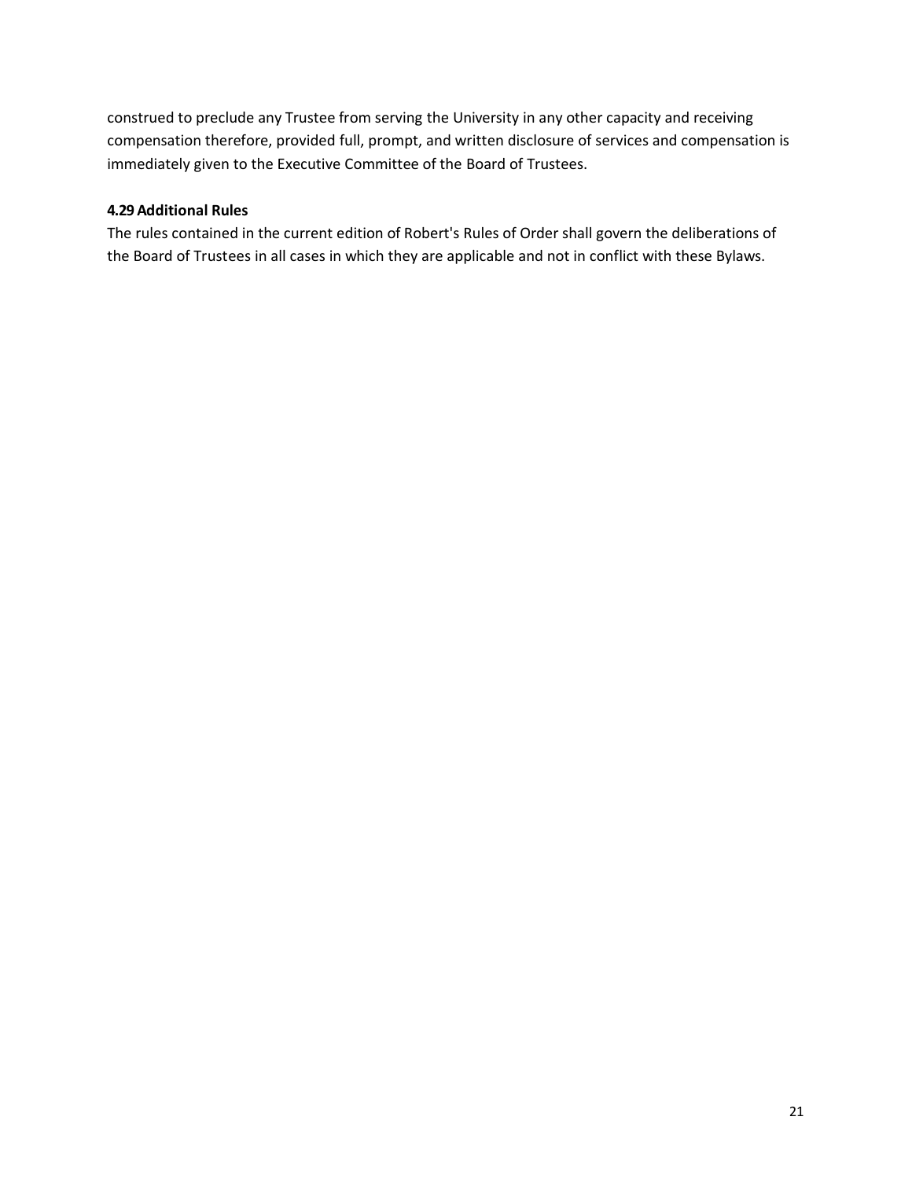construed to preclude any Trustee from serving the University in any other capacity and receiving compensation therefore, provided full, prompt, and written disclosure of services and compensation is immediately given to the Executive Committee of the Board of Trustees.

**4.29 Additional Rules**

The rules contained in the current edition of Robert's Rules of Order shall govern the deliberations of the Board of Trustees in all cases in which they are applicable and not in conflict with these Bylaws.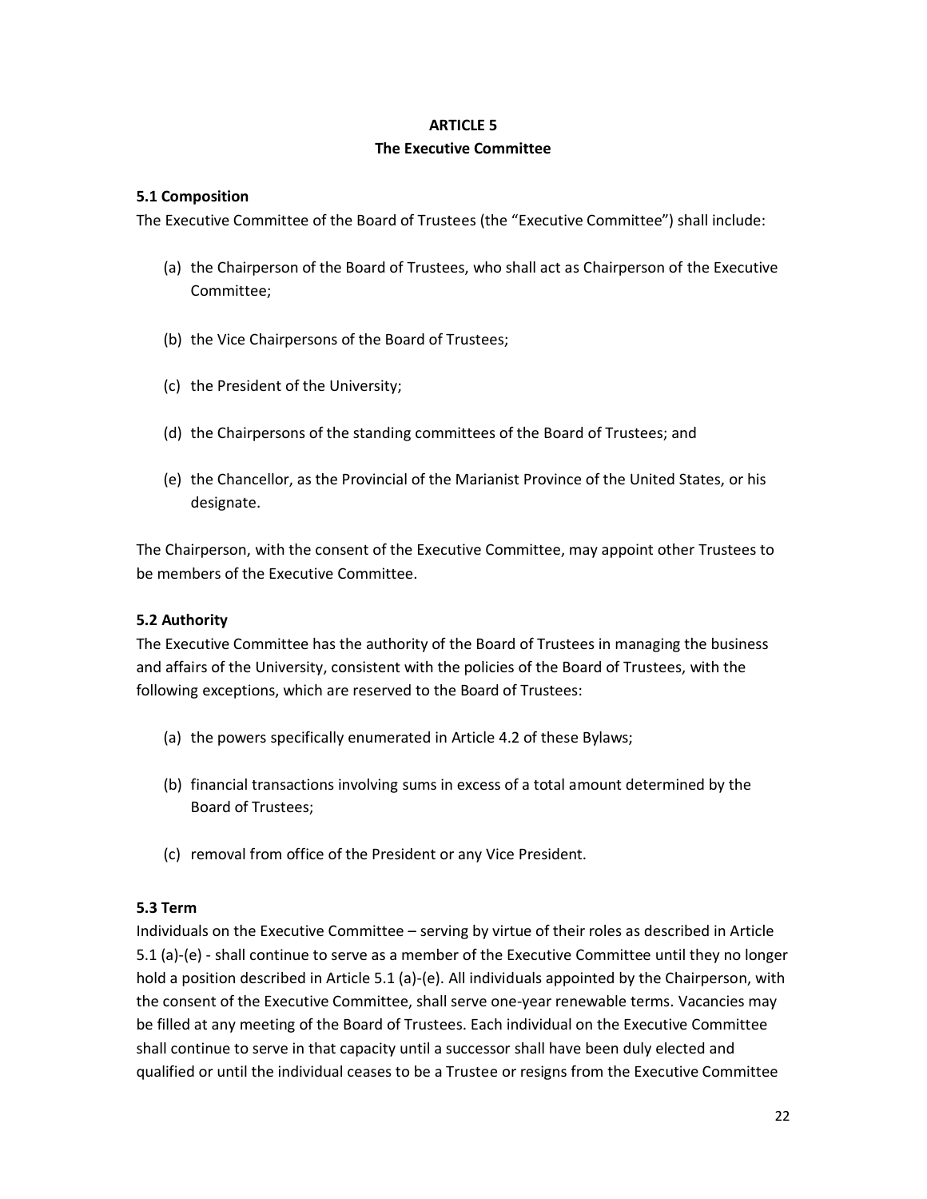## ARTICLE 5
## The Executive Committee

**5.1 Composition**

The Executive Committee of the Board of Trustees (the "Executive Committee") shall include:

(a) the Chairperson of the Board of Trustees, who shall act as Chairperson of the Executive Committee;

(b) the Vice Chairpersons of the Board of Trustees;

(c) the President of the University;

(d) the Chairpersons of the standing committees of the Board of Trustees; and

(e) the Chancellor, as the Provincial of the Marianist Province of the United States, or his designate.

The Chairperson, with the consent of the Executive Committee, may appoint other Trustees to be members of the Executive Committee.

**5.2 Authority**

The Executive Committee has the authority of the Board of Trustees in managing the business and affairs of the University, consistent with the policies of the Board of Trustees, with the following exceptions, which are reserved to the Board of Trustees:

(a) the powers specifically enumerated in Article 4.2 of these Bylaws;

(b) financial transactions involving sums in excess of a total amount determined by the Board of Trustees;

(c) removal from office of the President or any Vice President.

**5.3 Term**

Individuals on the Executive Committee – serving by virtue of their roles as described in Article 5.1 (a)-(e) - shall continue to serve as a member of the Executive Committee until they no longer hold a position described in Article 5.1 (a)-(e). All individuals appointed by the Chairperson, with the consent of the Executive Committee, shall serve one-year renewable terms. Vacancies may be filled at any meeting of the Board of Trustees. Each individual on the Executive Committee shall continue to serve in that capacity until a successor shall have been duly elected and qualified or until the individual ceases to be a Trustee or resigns from the Executive Committee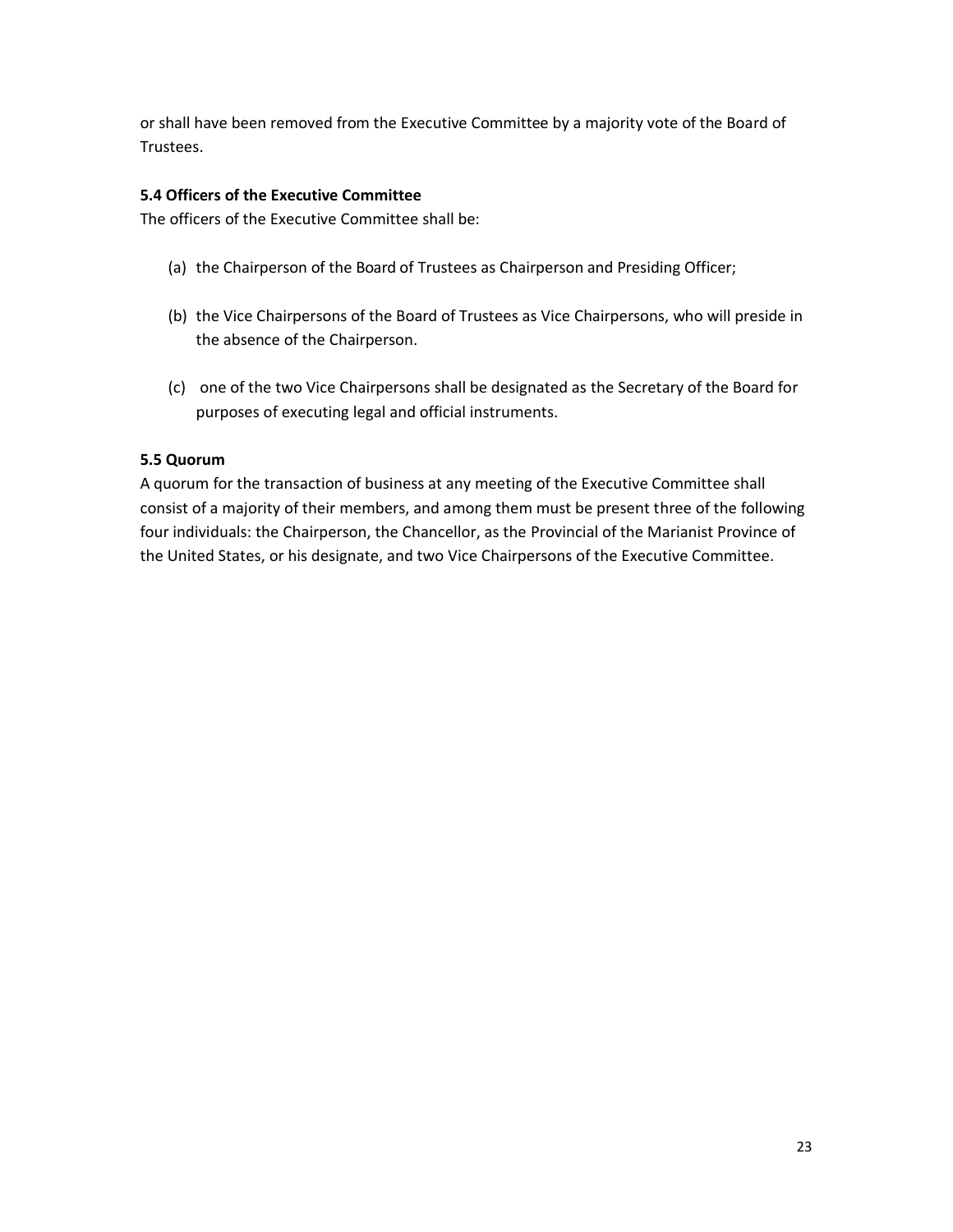or shall have been removed from the Executive Committee by a majority vote of the Board of Trustees.

**5.4 Officers of the Executive Committee**

The officers of the Executive Committee shall be:

(a) the Chairperson of the Board of Trustees as Chairperson and Presiding Officer;

(b) the Vice Chairpersons of the Board of Trustees as Vice Chairpersons, who will preside in the absence of the Chairperson.

(c) one of the two Vice Chairpersons shall be designated as the Secretary of the Board for purposes of executing legal and official instruments.

**5.5 Quorum**

A quorum for the transaction of business at any meeting of the Executive Committee shall consist of a majority of their members, and among them must be present three of the following four individuals: the Chairperson, the Chancellor, as the Provincial of the Marianist Province of the United States, or his designate, and two Vice Chairpersons of the Executive Committee.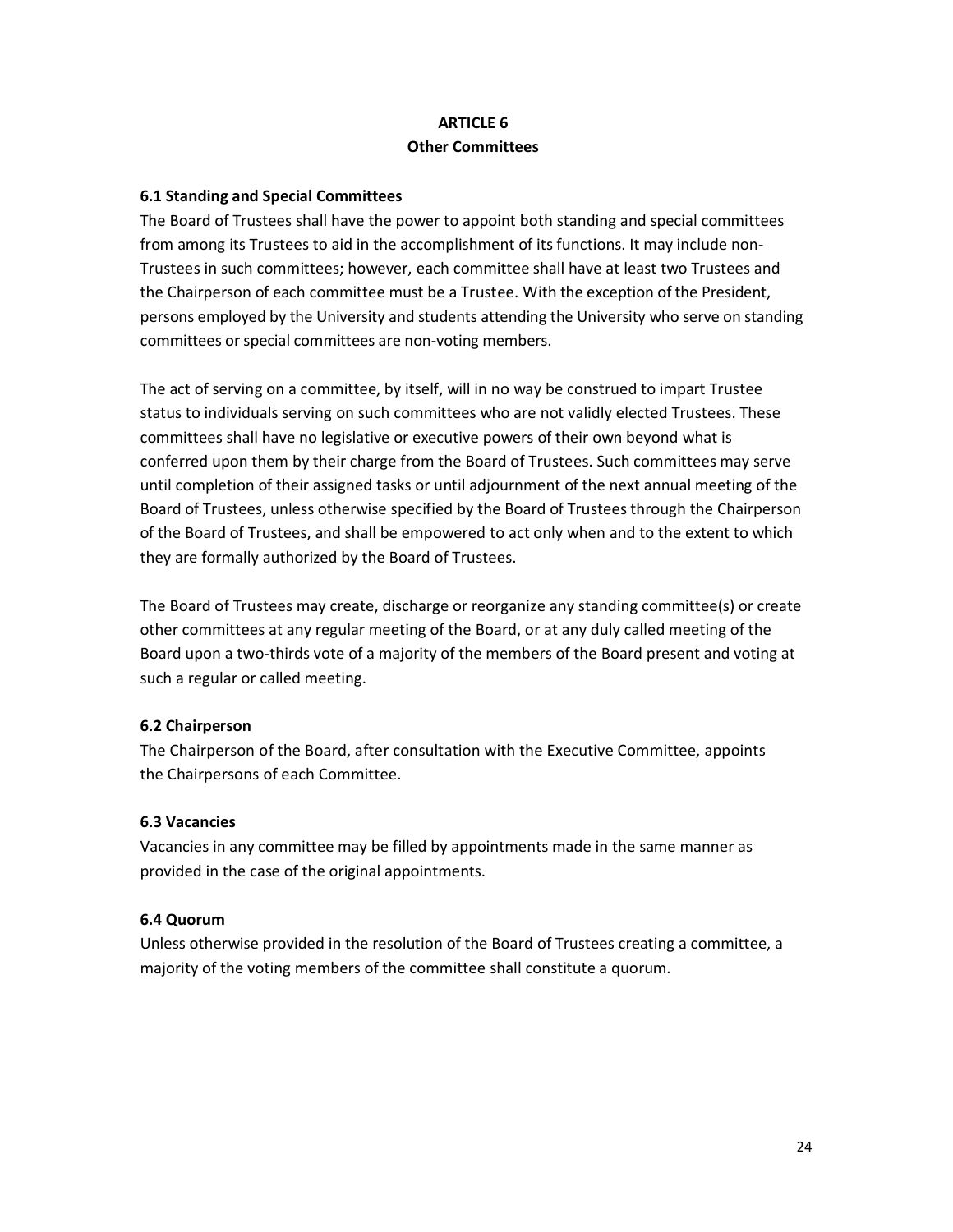# ARTICLE 6
## Other Committees

### 6.1 Standing and Special Committees

The Board of Trustees shall have the power to appoint both standing and special committees from among its Trustees to aid in the accomplishment of its functions. It may include non-Trustees in such committees; however, each committee shall have at least two Trustees and the Chairperson of each committee must be a Trustee. With the exception of the President, persons employed by the University and students attending the University who serve on standing committees or special committees are non-voting members.

The act of serving on a committee, by itself, will in no way be construed to impart Trustee status to individuals serving on such committees who are not validly elected Trustees. These committees shall have no legislative or executive powers of their own beyond what is conferred upon them by their charge from the Board of Trustees. Such committees may serve until completion of their assigned tasks or until adjournment of the next annual meeting of the Board of Trustees, unless otherwise specified by the Board of Trustees through the Chairperson of the Board of Trustees, and shall be empowered to act only when and to the extent to which they are formally authorized by the Board of Trustees.

The Board of Trustees may create, discharge or reorganize any standing committee(s) or create other committees at any regular meeting of the Board, or at any duly called meeting of the Board upon a two-thirds vote of a majority of the members of the Board present and voting at such a regular or called meeting.

### 6.2 Chairperson

The Chairperson of the Board, after consultation with the Executive Committee, appoints the Chairpersons of each Committee.

### 6.3 Vacancies

Vacancies in any committee may be filled by appointments made in the same manner as provided in the case of the original appointments.

### 6.4 Quorum

Unless otherwise provided in the resolution of the Board of Trustees creating a committee, a majority of the voting members of the committee shall constitute a quorum.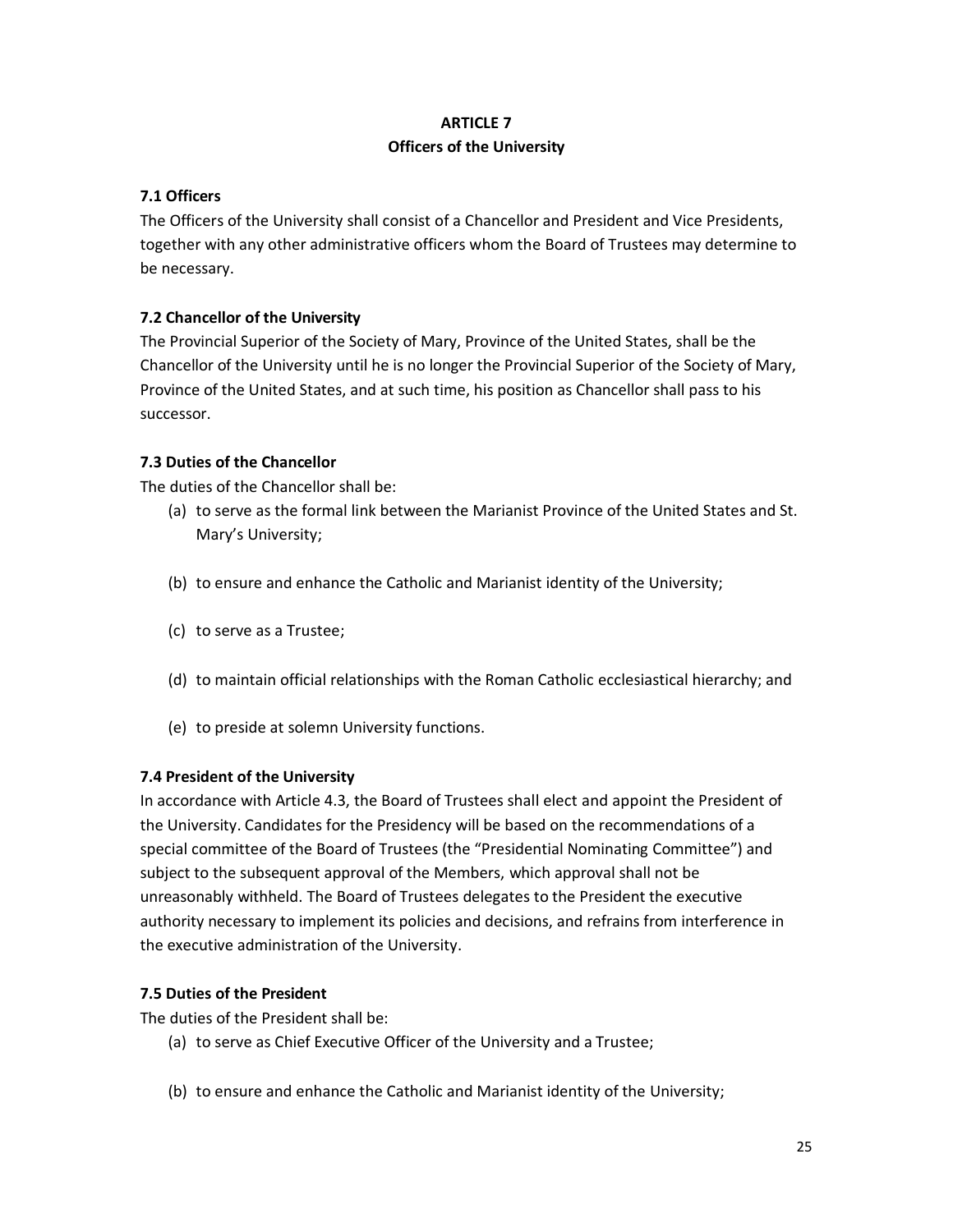## ARTICLE 7
## Officers of the University

### 7.1 Officers

The Officers of the University shall consist of a Chancellor and President and Vice Presidents, together with any other administrative officers whom the Board of Trustees may determine to be necessary.

### 7.2 Chancellor of the University

The Provincial Superior of the Society of Mary, Province of the United States, shall be the Chancellor of the University until he is no longer the Provincial Superior of the Society of Mary, Province of the United States, and at such time, his position as Chancellor shall pass to his successor.

### 7.3 Duties of the Chancellor

The duties of the Chancellor shall be:

(a) to serve as the formal link between the Marianist Province of the United States and St. Mary's University;

(b) to ensure and enhance the Catholic and Marianist identity of the University;

(c) to serve as a Trustee;

(d) to maintain official relationships with the Roman Catholic ecclesiastical hierarchy; and

(e) to preside at solemn University functions.

### 7.4 President of the University

In accordance with Article 4.3, the Board of Trustees shall elect and appoint the President of the University. Candidates for the Presidency will be based on the recommendations of a special committee of the Board of Trustees (the "Presidential Nominating Committee") and subject to the subsequent approval of the Members, which approval shall not be unreasonably withheld. The Board of Trustees delegates to the President the executive authority necessary to implement its policies and decisions, and refrains from interference in the executive administration of the University.

### 7.5 Duties of the President

The duties of the President shall be:

(a) to serve as Chief Executive Officer of the University and a Trustee;

(b) to ensure and enhance the Catholic and Marianist identity of the University;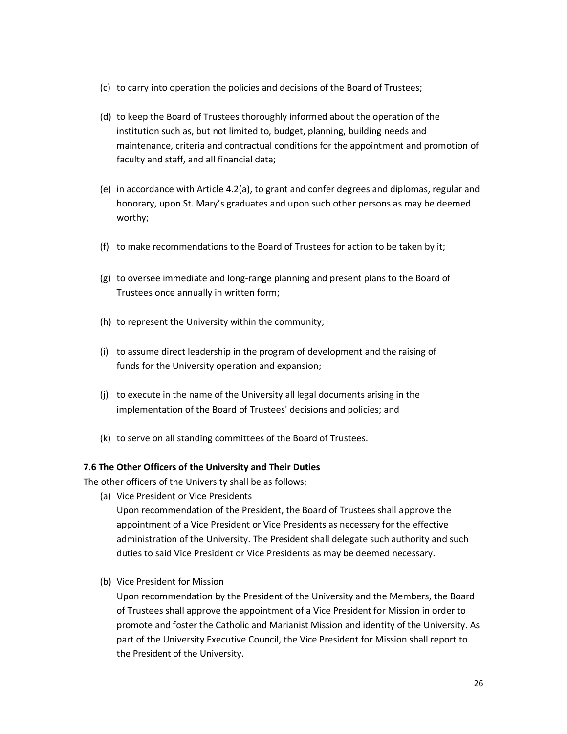(c) to carry into operation the policies and decisions of the Board of Trustees;

(d) to keep the Board of Trustees thoroughly informed about the operation of the institution such as, but not limited to, budget, planning, building needs and maintenance, criteria and contractual conditions for the appointment and promotion of faculty and staff, and all financial data;

(e) in accordance with Article 4.2(a), to grant and confer degrees and diplomas, regular and honorary, upon St. Mary's graduates and upon such other persons as may be deemed worthy;

(f) to make recommendations to the Board of Trustees for action to be taken by it;

(g) to oversee immediate and long-range planning and present plans to the Board of Trustees once annually in written form;

(h) to represent the University within the community;

(i) to assume direct leadership in the program of development and the raising of funds for the University operation and expansion;

(j) to execute in the name of the University all legal documents arising in the implementation of the Board of Trustees' decisions and policies; and

(k) to serve on all standing committees of the Board of Trustees.

**7.6 The Other Officers of the University and Their Duties**

The other officers of the University shall be as follows:

(a) Vice President or Vice Presidents
Upon recommendation of the President, the Board of Trustees shall approve the appointment of a Vice President or Vice Presidents as necessary for the effective administration of the University. The President shall delegate such authority and such duties to said Vice President or Vice Presidents as may be deemed necessary.

(b) Vice President for Mission
Upon recommendation by the President of the University and the Members, the Board of Trustees shall approve the appointment of a Vice President for Mission in order to promote and foster the Catholic and Marianist Mission and identity of the University. As part of the University Executive Council, the Vice President for Mission shall report to the President of the University.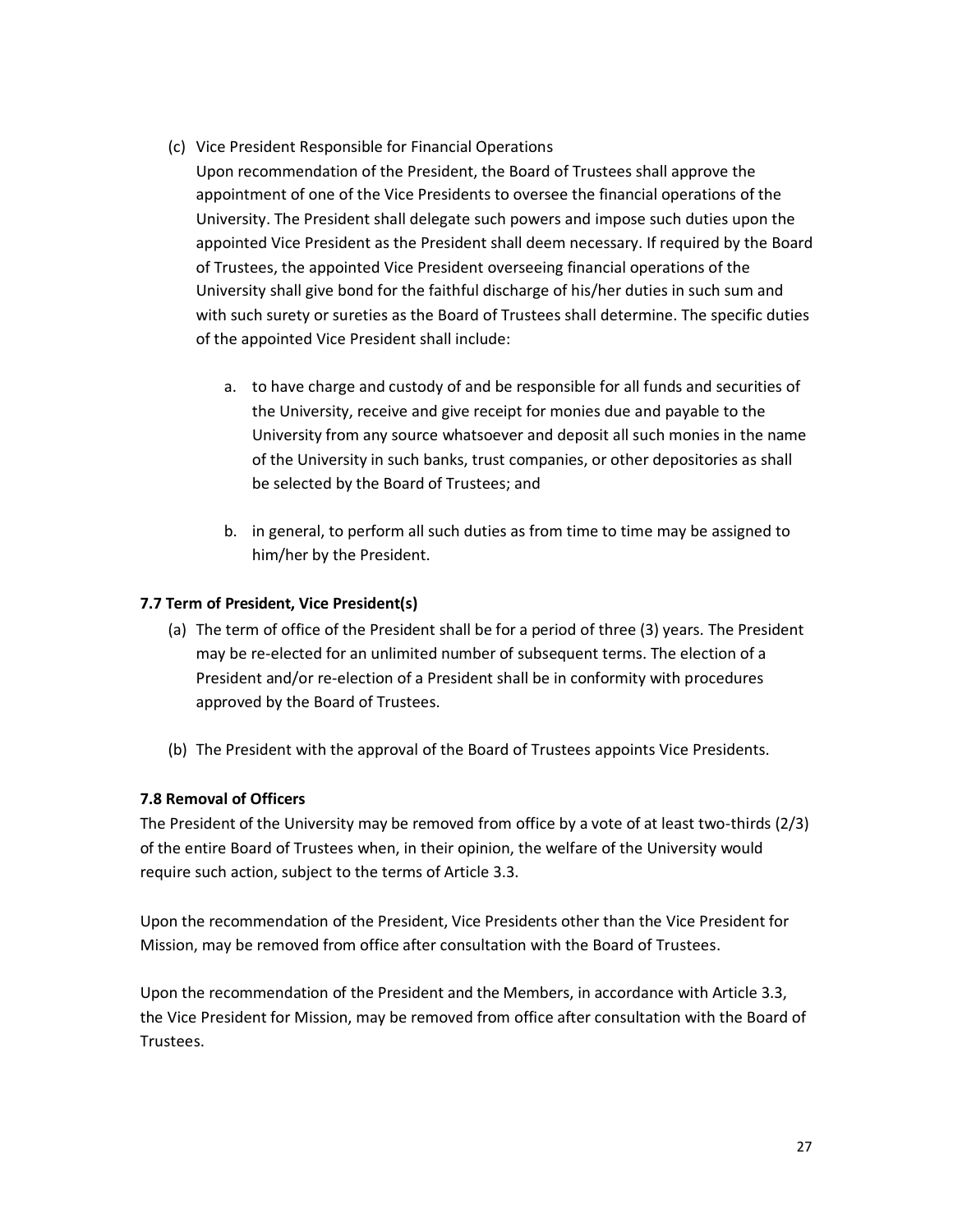(c) Vice President Responsible for Financial Operations

Upon recommendation of the President, the Board of Trustees shall approve the appointment of one of the Vice Presidents to oversee the financial operations of the University. The President shall delegate such powers and impose such duties upon the appointed Vice President as the President shall deem necessary. If required by the Board of Trustees, the appointed Vice President overseeing financial operations of the University shall give bond for the faithful discharge of his/her duties in such sum and with such surety or sureties as the Board of Trustees shall determine. The specific duties of the appointed Vice President shall include:

a. to have charge and custody of and be responsible for all funds and securities of the University, receive and give receipt for monies due and payable to the University from any source whatsoever and deposit all such monies in the name of the University in such banks, trust companies, or other depositories as shall be selected by the Board of Trustees; and

b. in general, to perform all such duties as from time to time may be assigned to him/her by the President.

**7.7 Term of President, Vice President(s)**

(a) The term of office of the President shall be for a period of three (3) years. The President may be re-elected for an unlimited number of subsequent terms. The election of a President and/or re-election of a President shall be in conformity with procedures approved by the Board of Trustees.

(b) The President with the approval of the Board of Trustees appoints Vice Presidents.

**7.8 Removal of Officers**

The President of the University may be removed from office by a vote of at least two-thirds (2/3) of the entire Board of Trustees when, in their opinion, the welfare of the University would require such action, subject to the terms of Article 3.3.

Upon the recommendation of the President, Vice Presidents other than the Vice President for Mission, may be removed from office after consultation with the Board of Trustees.

Upon the recommendation of the President and the Members, in accordance with Article 3.3, the Vice President for Mission, may be removed from office after consultation with the Board of Trustees.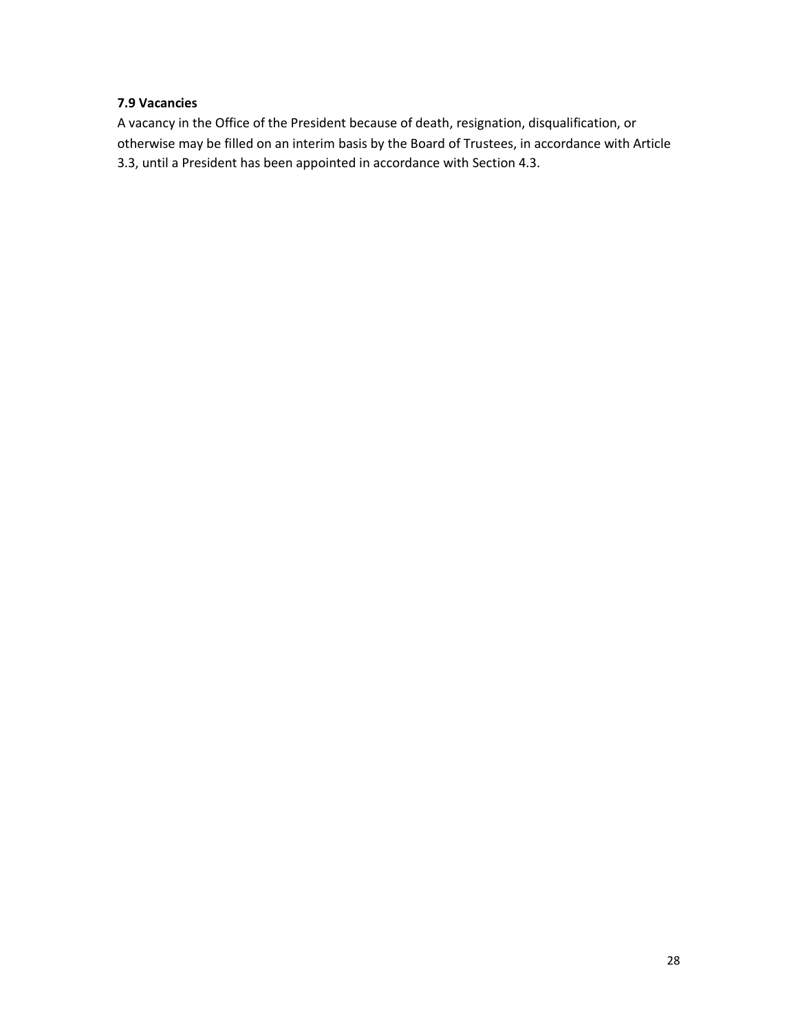**7.9 Vacancies**

A vacancy in the Office of the President because of death, resignation, disqualification, or otherwise may be filled on an interim basis by the Board of Trustees, in accordance with Article 3.3, until a President has been appointed in accordance with Section 4.3.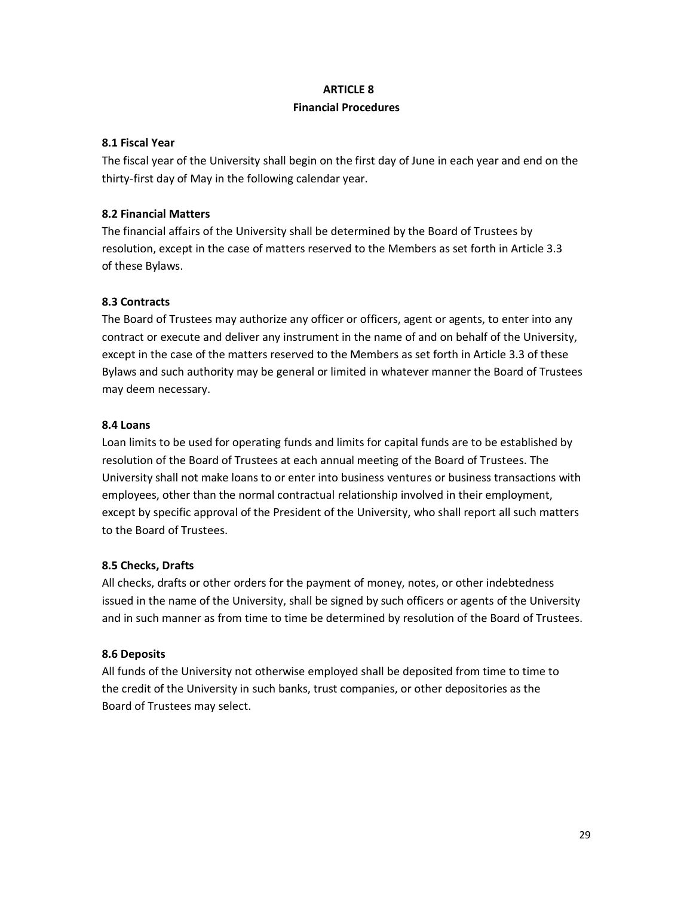# ARTICLE 8
## Financial Procedures

### 8.1 Fiscal Year

The fiscal year of the University shall begin on the first day of June in each year and end on the thirty-first day of May in the following calendar year.

### 8.2 Financial Matters

The financial affairs of the University shall be determined by the Board of Trustees by resolution, except in the case of matters reserved to the Members as set forth in Article 3.3 of these Bylaws.

### 8.3 Contracts

The Board of Trustees may authorize any officer or officers, agent or agents, to enter into any contract or execute and deliver any instrument in the name of and on behalf of the University, except in the case of the matters reserved to the Members as set forth in Article 3.3 of these Bylaws and such authority may be general or limited in whatever manner the Board of Trustees may deem necessary.

### 8.4 Loans

Loan limits to be used for operating funds and limits for capital funds are to be established by resolution of the Board of Trustees at each annual meeting of the Board of Trustees. The University shall not make loans to or enter into business ventures or business transactions with employees, other than the normal contractual relationship involved in their employment, except by specific approval of the President of the University, who shall report all such matters to the Board of Trustees.

### 8.5 Checks, Drafts

All checks, drafts or other orders for the payment of money, notes, or other indebtedness issued in the name of the University, shall be signed by such officers or agents of the University and in such manner as from time to time be determined by resolution of the Board of Trustees.

### 8.6 Deposits

All funds of the University not otherwise employed shall be deposited from time to time to the credit of the University in such banks, trust companies, or other depositories as the Board of Trustees may select.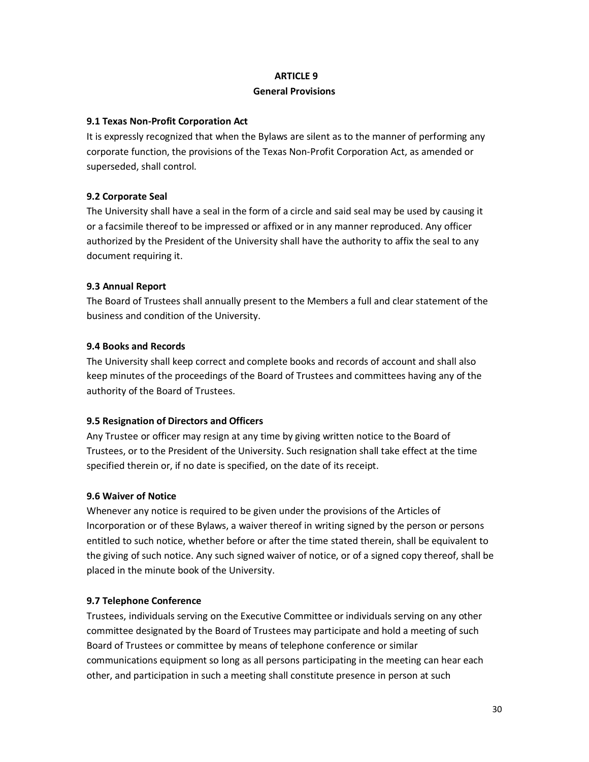# ARTICLE 9
## General Provisions

### 9.1 Texas Non-Profit Corporation Act

It is expressly recognized that when the Bylaws are silent as to the manner of performing any corporate function, the provisions of the Texas Non-Profit Corporation Act, as amended or superseded, shall control.

### 9.2 Corporate Seal

The University shall have a seal in the form of a circle and said seal may be used by causing it or a facsimile thereof to be impressed or affixed or in any manner reproduced. Any officer authorized by the President of the University shall have the authority to affix the seal to any document requiring it.

### 9.3 Annual Report

The Board of Trustees shall annually present to the Members a full and clear statement of the business and condition of the University.

### 9.4 Books and Records

The University shall keep correct and complete books and records of account and shall also keep minutes of the proceedings of the Board of Trustees and committees having any of the authority of the Board of Trustees.

### 9.5 Resignation of Directors and Officers

Any Trustee or officer may resign at any time by giving written notice to the Board of Trustees, or to the President of the University. Such resignation shall take effect at the time specified therein or, if no date is specified, on the date of its receipt.

### 9.6 Waiver of Notice

Whenever any notice is required to be given under the provisions of the Articles of Incorporation or of these Bylaws, a waiver thereof in writing signed by the person or persons entitled to such notice, whether before or after the time stated therein, shall be equivalent to the giving of such notice. Any such signed waiver of notice, or of a signed copy thereof, shall be placed in the minute book of the University.

### 9.7 Telephone Conference

Trustees, individuals serving on the Executive Committee or individuals serving on any other committee designated by the Board of Trustees may participate and hold a meeting of such Board of Trustees or committee by means of telephone conference or similar communications equipment so long as all persons participating in the meeting can hear each other, and participation in such a meeting shall constitute presence in person at such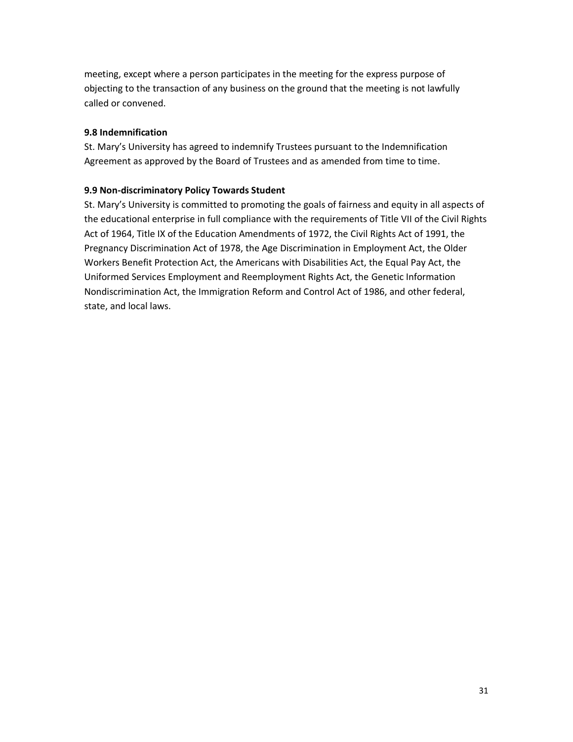meeting, except where a person participates in the meeting for the express purpose of objecting to the transaction of any business on the ground that the meeting is not lawfully called or convened.

**9.8 Indemnification**

St. Mary's University has agreed to indemnify Trustees pursuant to the Indemnification Agreement as approved by the Board of Trustees and as amended from time to time.

**9.9 Non-discriminatory Policy Towards Student**

St. Mary's University is committed to promoting the goals of fairness and equity in all aspects of the educational enterprise in full compliance with the requirements of Title VII of the Civil Rights Act of 1964, Title IX of the Education Amendments of 1972, the Civil Rights Act of 1991, the Pregnancy Discrimination Act of 1978, the Age Discrimination in Employment Act, the Older Workers Benefit Protection Act, the Americans with Disabilities Act, the Equal Pay Act, the Uniformed Services Employment and Reemployment Rights Act, the Genetic Information Nondiscrimination Act, the Immigration Reform and Control Act of 1986, and other federal, state, and local laws.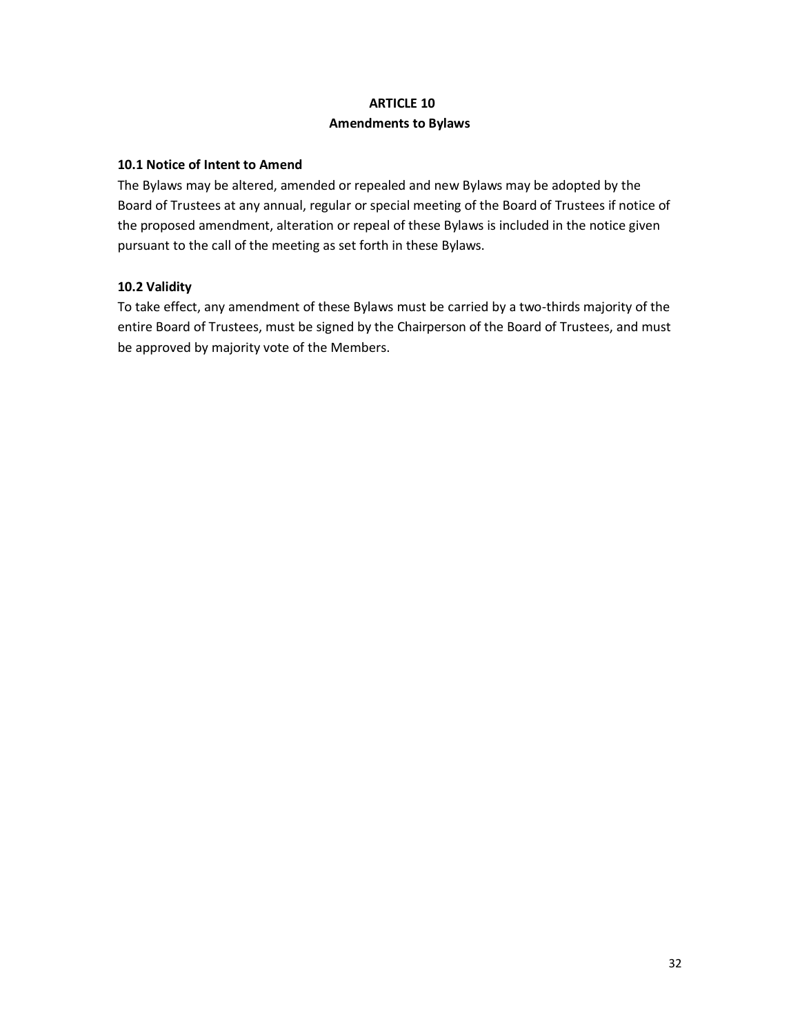# ARTICLE 10
## Amendments to Bylaws

### 10.1 Notice of Intent to Amend

The Bylaws may be altered, amended or repealed and new Bylaws may be adopted by the Board of Trustees at any annual, regular or special meeting of the Board of Trustees if notice of the proposed amendment, alteration or repeal of these Bylaws is included in the notice given pursuant to the call of the meeting as set forth in these Bylaws.

### 10.2 Validity

To take effect, any amendment of these Bylaws must be carried by a two-thirds majority of the entire Board of Trustees, must be signed by the Chairperson of the Board of Trustees, and must be approved by majority vote of the Members.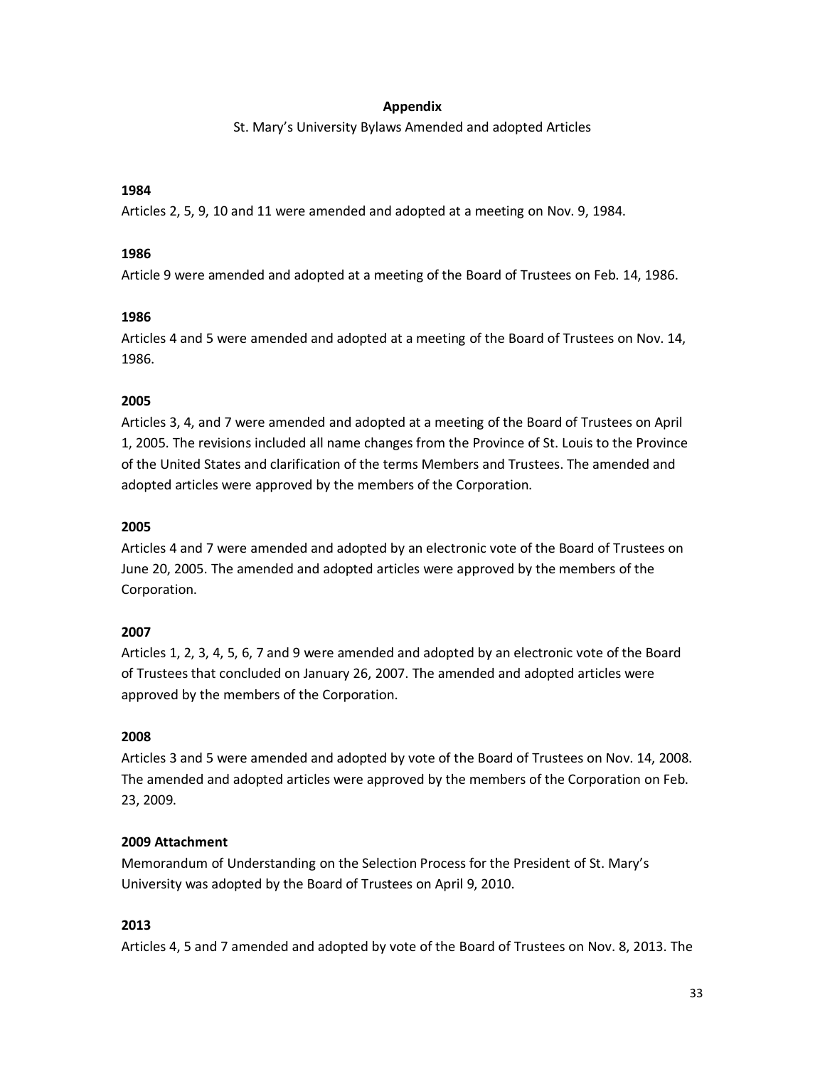**Appendix**

St. Mary's University Bylaws Amended and adopted Articles

**1984**

Articles 2, 5, 9, 10 and 11 were amended and adopted at a meeting on Nov. 9, 1984.

**1986**

Article 9 were amended and adopted at a meeting of the Board of Trustees on Feb. 14, 1986.

**1986**

Articles 4 and 5 were amended and adopted at a meeting of the Board of Trustees on Nov. 14, 1986.

**2005**

Articles 3, 4, and 7 were amended and adopted at a meeting of the Board of Trustees on April 1, 2005. The revisions included all name changes from the Province of St. Louis to the Province of the United States and clarification of the terms Members and Trustees. The amended and adopted articles were approved by the members of the Corporation.

**2005**

Articles 4 and 7 were amended and adopted by an electronic vote of the Board of Trustees on June 20, 2005. The amended and adopted articles were approved by the members of the Corporation.

**2007**

Articles 1, 2, 3, 4, 5, 6, 7 and 9 were amended and adopted by an electronic vote of the Board of Trustees that concluded on January 26, 2007. The amended and adopted articles were approved by the members of the Corporation.

**2008**

Articles 3 and 5 were amended and adopted by vote of the Board of Trustees on Nov. 14, 2008. The amended and adopted articles were approved by the members of the Corporation on Feb. 23, 2009.

**2009 Attachment**

Memorandum of Understanding on the Selection Process for the President of St. Mary's University was adopted by the Board of Trustees on April 9, 2010.

**2013**

Articles 4, 5 and 7 amended and adopted by vote of the Board of Trustees on Nov. 8, 2013. The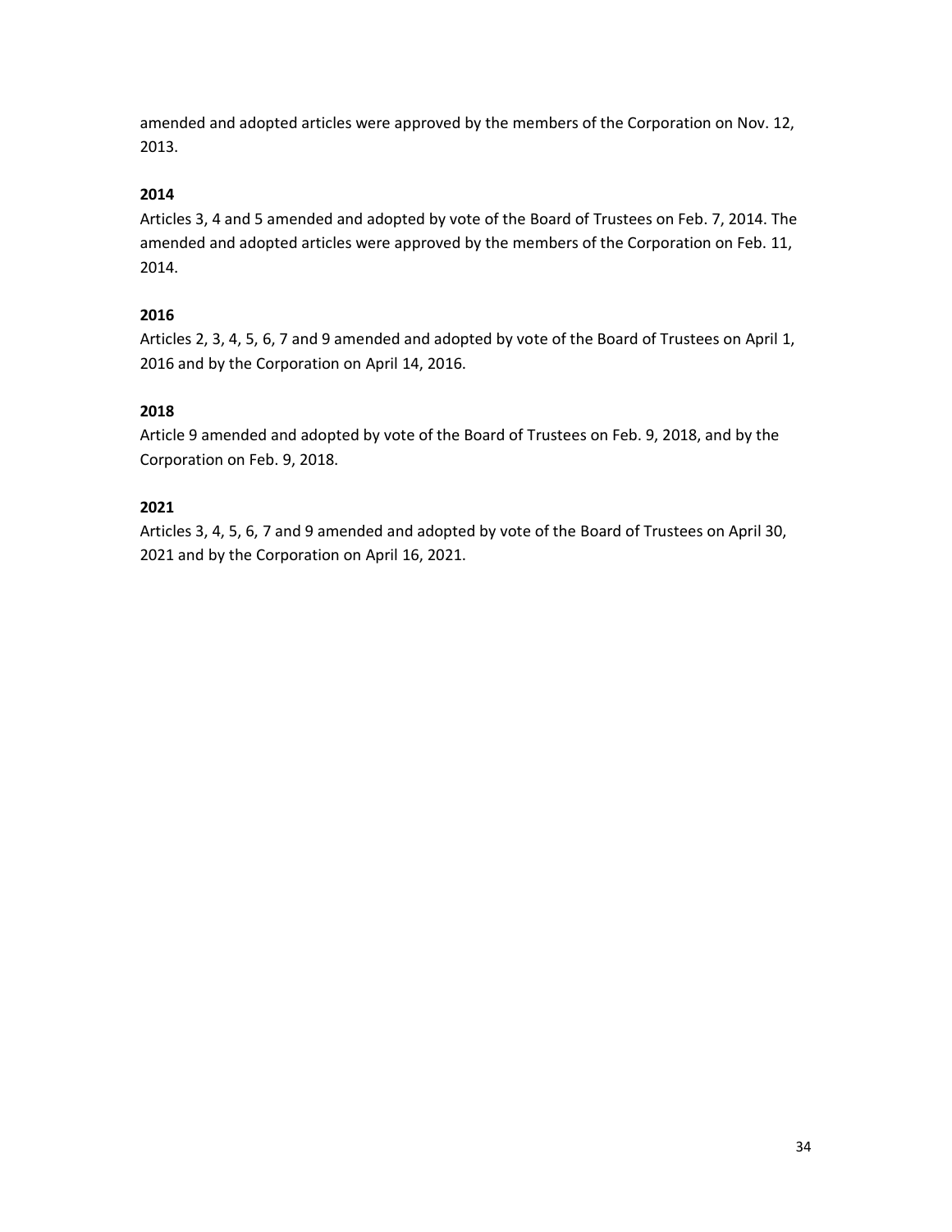amended and adopted articles were approved by the members of the Corporation on Nov. 12, 2013.

**2014**

Articles 3, 4 and 5 amended and adopted by vote of the Board of Trustees on Feb. 7, 2014. The amended and adopted articles were approved by the members of the Corporation on Feb. 11, 2014.

**2016**

Articles 2, 3, 4, 5, 6, 7 and 9 amended and adopted by vote of the Board of Trustees on April 1, 2016 and by the Corporation on April 14, 2016.

**2018**

Article 9 amended and adopted by vote of the Board of Trustees on Feb. 9, 2018, and by the Corporation on Feb. 9, 2018.

**2021**

Articles 3, 4, 5, 6, 7 and 9 amended and adopted by vote of the Board of Trustees on April 30, 2021 and by the Corporation on April 16, 2021.